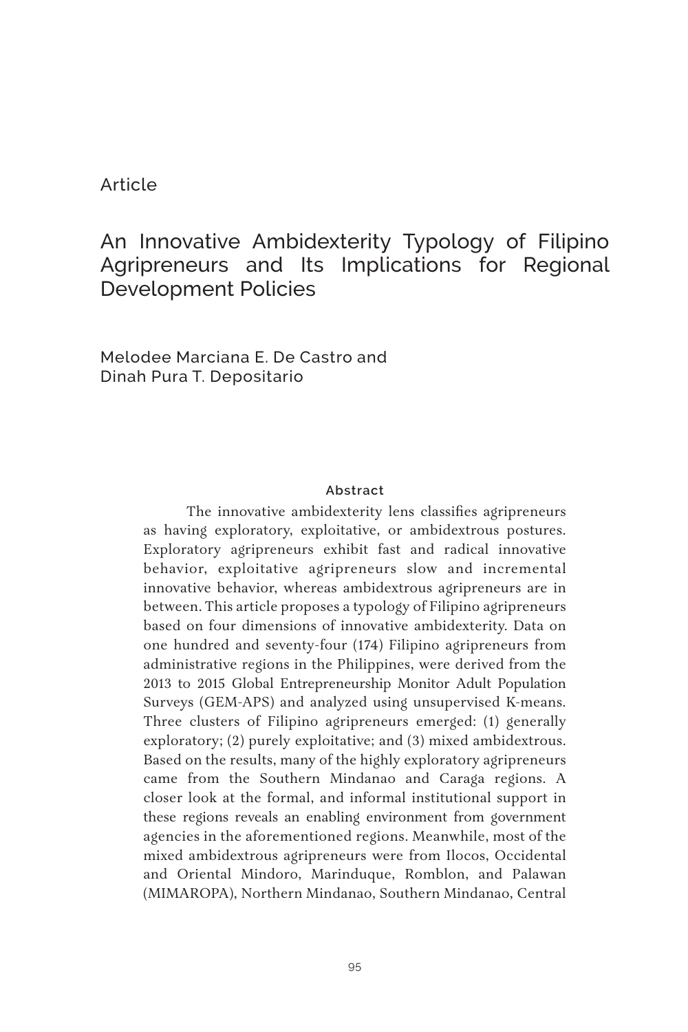Article

# An Innovative Ambidexterity Typology of Filipino Agripreneurs and Its Implications for Regional Development Policies

Melodee Marciana E. De Castro and
Dinah Pura T. Depositario

### Abstract

The innovative ambidexterity lens classifies agripreneurs as having exploratory, exploitative, or ambidextrous postures. Exploratory agripreneurs exhibit fast and radical innovative behavior, exploitative agripreneurs slow and incremental innovative behavior, whereas ambidextrous agripreneurs are in between. This article proposes a typology of Filipino agripreneurs based on four dimensions of innovative ambidexterity. Data on one hundred and seventy-four (174) Filipino agripreneurs from administrative regions in the Philippines, were derived from the 2013 to 2015 Global Entrepreneurship Monitor Adult Population Surveys (GEM-APS) and analyzed using unsupervised K-means. Three clusters of Filipino agripreneurs emerged: (1) generally exploratory; (2) purely exploitative; and (3) mixed ambidextrous. Based on the results, many of the highly exploratory agripreneurs came from the Southern Mindanao and Caraga regions. A closer look at the formal, and informal institutional support in these regions reveals an enabling environment from government agencies in the aforementioned regions. Meanwhile, most of the mixed ambidextrous agripreneurs were from Ilocos, Occidental and Oriental Mindoro, Marinduque, Romblon, and Palawan (MIMAROPA), Northern Mindanao, Southern Mindanao, Central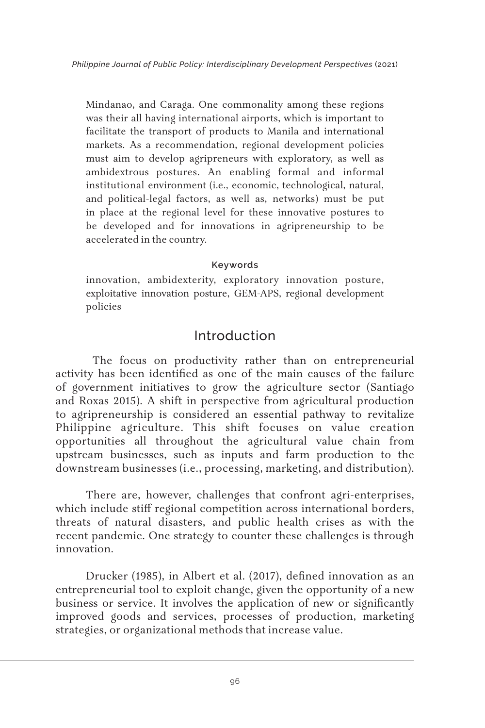Mindanao, and Caraga. One commonality among these regions was their all having international airports, which is important to facilitate the transport of products to Manila and international markets. As a recommendation, regional development policies must aim to develop agripreneurs with exploratory, as well as ambidextrous postures. An enabling formal and informal institutional environment (i.e., economic, technological, natural, and political-legal factors, as well as, networks) must be put in place at the regional level for these innovative postures to be developed and for innovations in agripreneurship to be accelerated in the country.

**Keywords**

innovation, ambidexterity, exploratory innovation posture, exploitative innovation posture, GEM-APS, regional development policies

## Introduction

The focus on productivity rather than on entrepreneurial activity has been identified as one of the main causes of the failure of government initiatives to grow the agriculture sector (Santiago and Roxas 2015). A shift in perspective from agricultural production to agripreneurship is considered an essential pathway to revitalize Philippine agriculture. This shift focuses on value creation opportunities all throughout the agricultural value chain from upstream businesses, such as inputs and farm production to the downstream businesses (i.e., processing, marketing, and distribution).

There are, however, challenges that confront agri-enterprises, which include stiff regional competition across international borders, threats of natural disasters, and public health crises as with the recent pandemic. One strategy to counter these challenges is through innovation.

Drucker (1985), in Albert et al. (2017), defined innovation as an entrepreneurial tool to exploit change, given the opportunity of a new business or service. It involves the application of new or significantly improved goods and services, processes of production, marketing strategies, or organizational methods that increase value.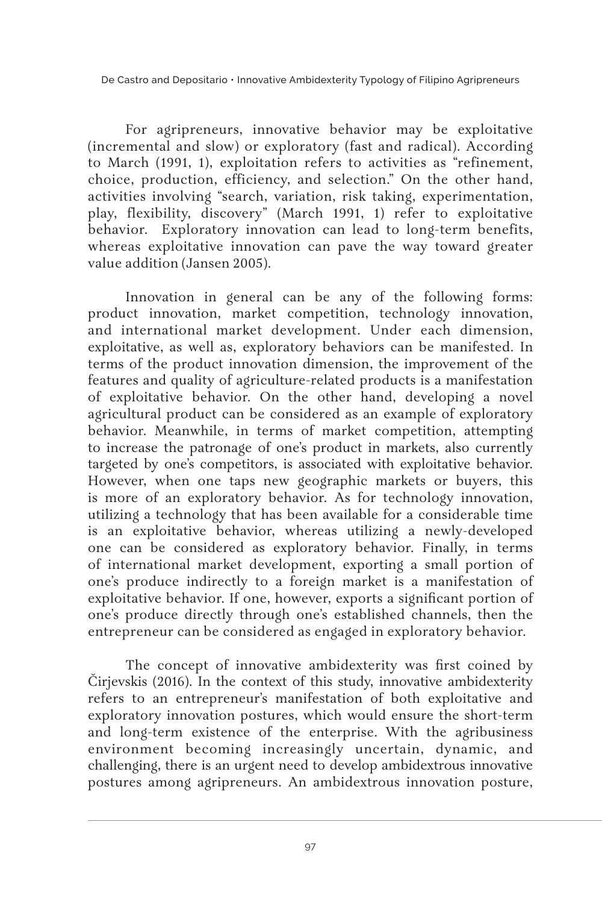For agripreneurs, innovative behavior may be exploitative (incremental and slow) or exploratory (fast and radical). According to March (1991, 1), exploitation refers to activities as "refinement, choice, production, efficiency, and selection." On the other hand, activities involving "search, variation, risk taking, experimentation, play, flexibility, discovery" (March 1991, 1) refer to exploitative behavior. Exploratory innovation can lead to long-term benefits, whereas exploitative innovation can pave the way toward greater value addition (Jansen 2005).

Innovation in general can be any of the following forms: product innovation, market competition, technology innovation, and international market development. Under each dimension, exploitative, as well as, exploratory behaviors can be manifested. In terms of the product innovation dimension, the improvement of the features and quality of agriculture-related products is a manifestation of exploitative behavior. On the other hand, developing a novel agricultural product can be considered as an example of exploratory behavior. Meanwhile, in terms of market competition, attempting to increase the patronage of one's product in markets, also currently targeted by one's competitors, is associated with exploitative behavior. However, when one taps new geographic markets or buyers, this is more of an exploratory behavior. As for technology innovation, utilizing a technology that has been available for a considerable time is an exploitative behavior, whereas utilizing a newly-developed one can be considered as exploratory behavior. Finally, in terms of international market development, exporting a small portion of one's produce indirectly to a foreign market is a manifestation of exploitative behavior. If one, however, exports a significant portion of one's produce directly through one's established channels, then the entrepreneur can be considered as engaged in exploratory behavior.

The concept of innovative ambidexterity was first coined by Čirjevskis (2016). In the context of this study, innovative ambidexterity refers to an entrepreneur's manifestation of both exploitative and exploratory innovation postures, which would ensure the short-term and long-term existence of the enterprise. With the agribusiness environment becoming increasingly uncertain, dynamic, and challenging, there is an urgent need to develop ambidextrous innovative postures among agripreneurs. An ambidextrous innovation posture,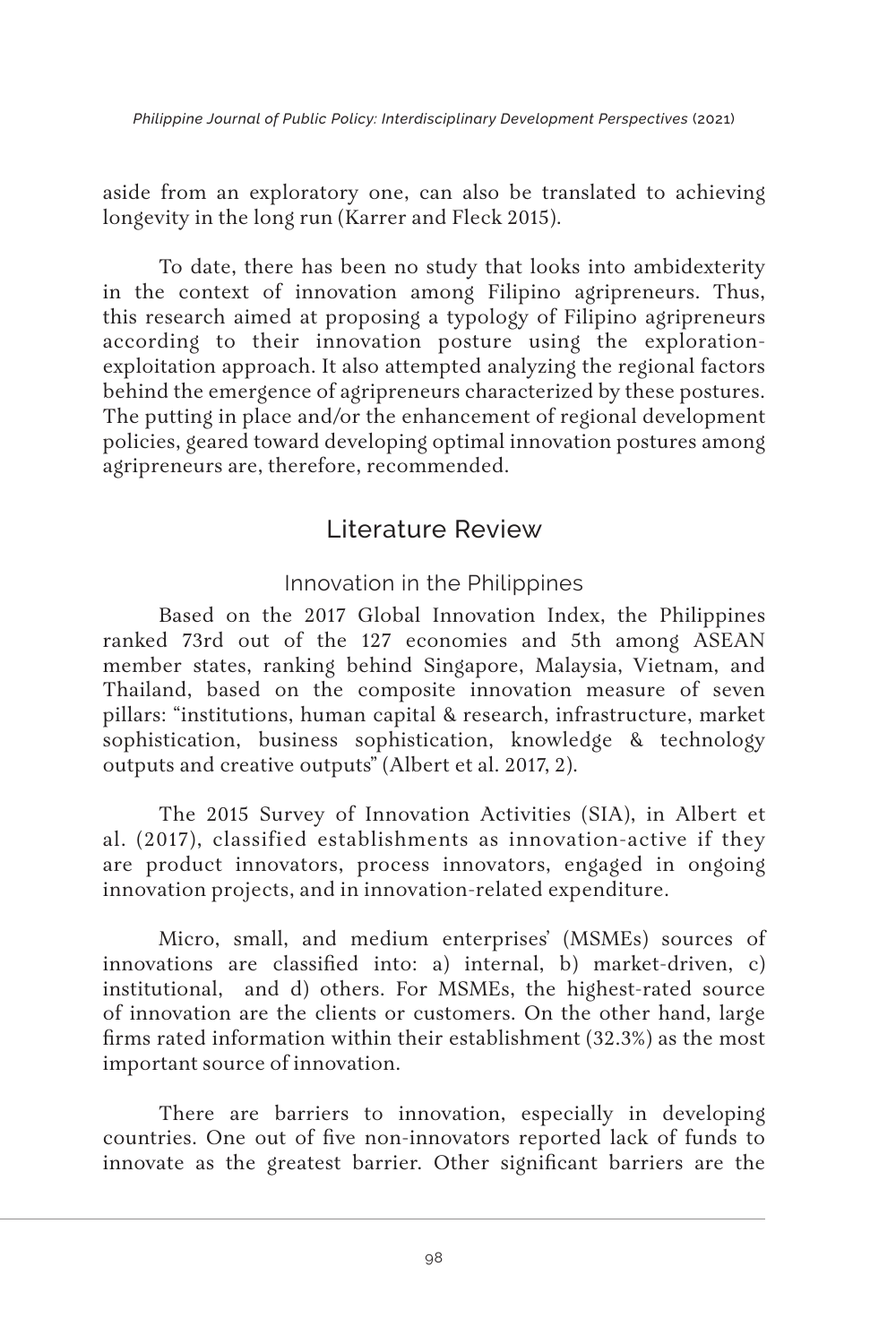aside from an exploratory one, can also be translated to achieving longevity in the long run (Karrer and Fleck 2015).

To date, there has been no study that looks into ambidexterity in the context of innovation among Filipino agripreneurs. Thus, this research aimed at proposing a typology of Filipino agripreneurs according to their innovation posture using the exploration-exploitation approach. It also attempted analyzing the regional factors behind the emergence of agripreneurs characterized by these postures. The putting in place and/or the enhancement of regional development policies, geared toward developing optimal innovation postures among agripreneurs are, therefore, recommended.

## Literature Review

### Innovation in the Philippines

Based on the 2017 Global Innovation Index, the Philippines ranked 73rd out of the 127 economies and 5th among ASEAN member states, ranking behind Singapore, Malaysia, Vietnam, and Thailand, based on the composite innovation measure of seven pillars: "institutions, human capital & research, infrastructure, market sophistication, business sophistication, knowledge & technology outputs and creative outputs" (Albert et al. 2017, 2).

The 2015 Survey of Innovation Activities (SIA), in Albert et al. (2017), classified establishments as innovation-active if they are product innovators, process innovators, engaged in ongoing innovation projects, and in innovation-related expenditure.

Micro, small, and medium enterprises' (MSMEs) sources of innovations are classified into: a) internal, b) market-driven, c) institutional, and d) others. For MSMEs, the highest-rated source of innovation are the clients or customers. On the other hand, large firms rated information within their establishment (32.3%) as the most important source of innovation.

There are barriers to innovation, especially in developing countries. One out of five non-innovators reported lack of funds to innovate as the greatest barrier. Other significant barriers are the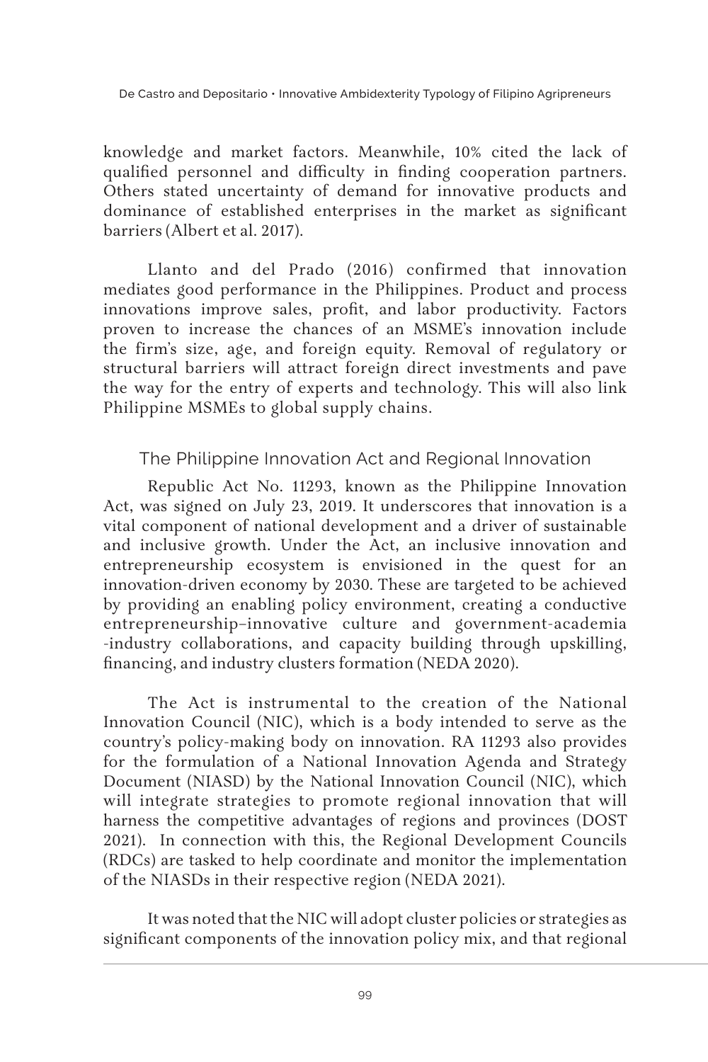knowledge and market factors. Meanwhile, 10% cited the lack of qualified personnel and difficulty in finding cooperation partners. Others stated uncertainty of demand for innovative products and dominance of established enterprises in the market as significant barriers (Albert et al. 2017).

Llanto and del Prado (2016) confirmed that innovation mediates good performance in the Philippines. Product and process innovations improve sales, profit, and labor productivity. Factors proven to increase the chances of an MSME's innovation include the firm's size, age, and foreign equity. Removal of regulatory or structural barriers will attract foreign direct investments and pave the way for the entry of experts and technology. This will also link Philippine MSMEs to global supply chains.

## The Philippine Innovation Act and Regional Innovation

Republic Act No. 11293, known as the Philippine Innovation Act, was signed on July 23, 2019. It underscores that innovation is a vital component of national development and a driver of sustainable and inclusive growth. Under the Act, an inclusive innovation and entrepreneurship ecosystem is envisioned in the quest for an innovation-driven economy by 2030. These are targeted to be achieved by providing an enabling policy environment, creating a conductive entrepreneurship–innovative culture and government-academia -industry collaborations, and capacity building through upskilling, financing, and industry clusters formation (NEDA 2020).

The Act is instrumental to the creation of the National Innovation Council (NIC), which is a body intended to serve as the country's policy-making body on innovation. RA 11293 also provides for the formulation of a National Innovation Agenda and Strategy Document (NIASD) by the National Innovation Council (NIC), which will integrate strategies to promote regional innovation that will harness the competitive advantages of regions and provinces (DOST 2021). In connection with this, the Regional Development Councils (RDCs) are tasked to help coordinate and monitor the implementation of the NIASDs in their respective region (NEDA 2021).

It was noted that the NIC will adopt cluster policies or strategies as significant components of the innovation policy mix, and that regional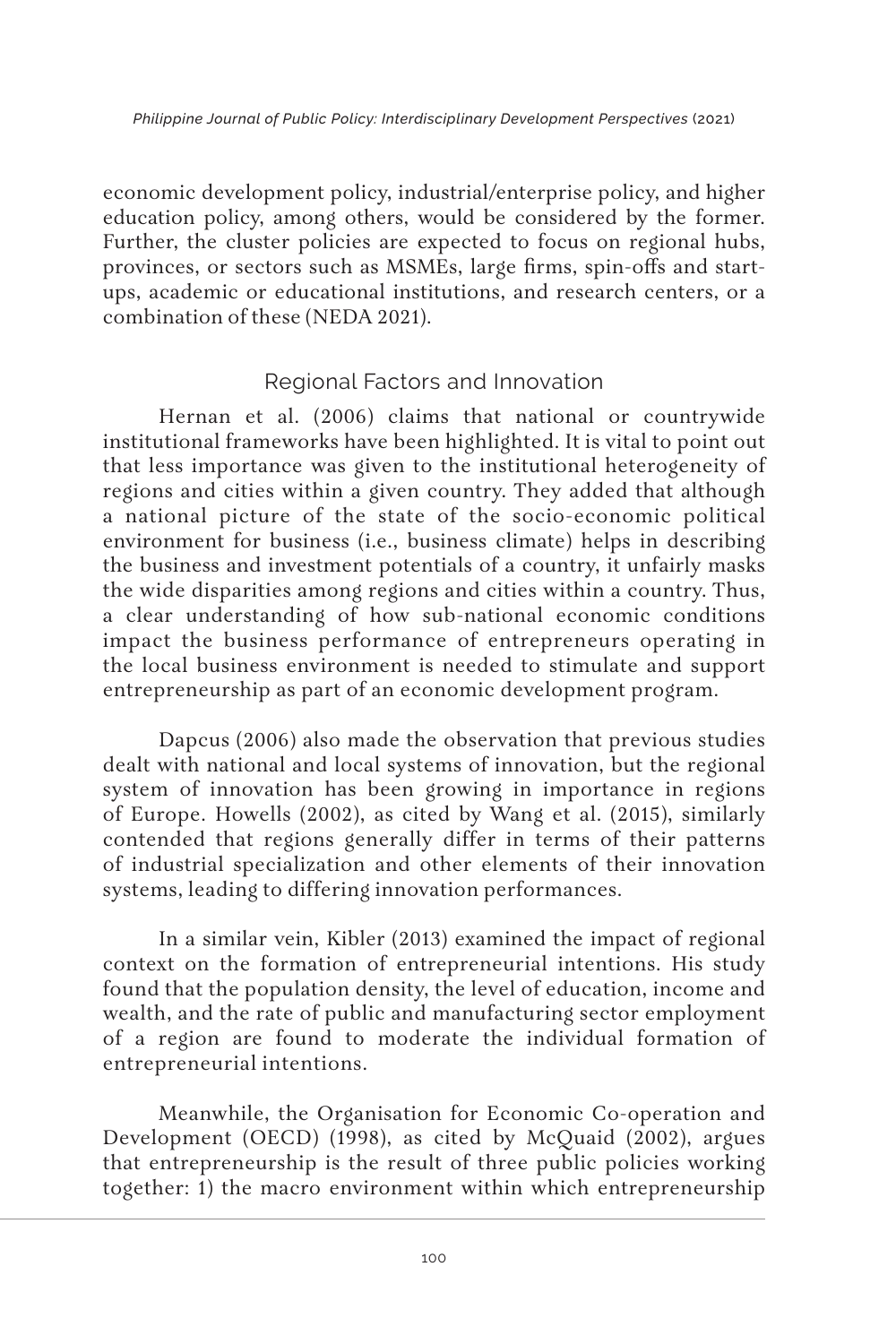economic development policy, industrial/enterprise policy, and higher education policy, among others, would be considered by the former. Further, the cluster policies are expected to focus on regional hubs, provinces, or sectors such as MSMEs, large firms, spin-offs and start-ups, academic or educational institutions, and research centers, or a combination of these (NEDA 2021).

## Regional Factors and Innovation

Hernan et al. (2006) claims that national or countrywide institutional frameworks have been highlighted. It is vital to point out that less importance was given to the institutional heterogeneity of regions and cities within a given country. They added that although a national picture of the state of the socio-economic political environment for business (i.e., business climate) helps in describing the business and investment potentials of a country, it unfairly masks the wide disparities among regions and cities within a country. Thus, a clear understanding of how sub-national economic conditions impact the business performance of entrepreneurs operating in the local business environment is needed to stimulate and support entrepreneurship as part of an economic development program.

Dapcus (2006) also made the observation that previous studies dealt with national and local systems of innovation, but the regional system of innovation has been growing in importance in regions of Europe. Howells (2002), as cited by Wang et al. (2015), similarly contended that regions generally differ in terms of their patterns of industrial specialization and other elements of their innovation systems, leading to differing innovation performances.

In a similar vein, Kibler (2013) examined the impact of regional context on the formation of entrepreneurial intentions. His study found that the population density, the level of education, income and wealth, and the rate of public and manufacturing sector employment of a region are found to moderate the individual formation of entrepreneurial intentions.

Meanwhile, the Organisation for Economic Co-operation and Development (OECD) (1998), as cited by McQuaid (2002), argues that entrepreneurship is the result of three public policies working together: 1) the macro environment within which entrepreneurship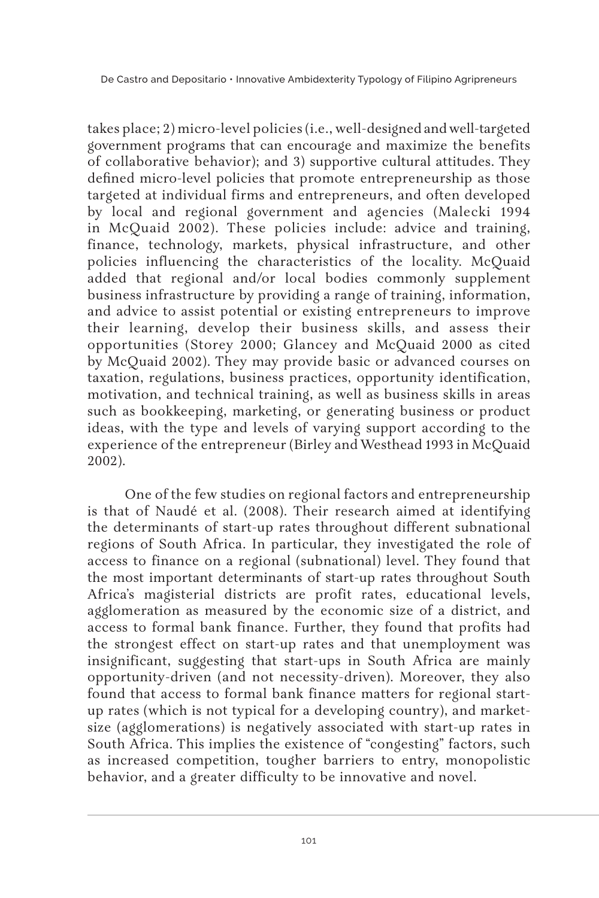takes place; 2) micro-level policies (i.e., well-designed and well-targeted government programs that can encourage and maximize the benefits of collaborative behavior); and 3) supportive cultural attitudes. They defined micro-level policies that promote entrepreneurship as those targeted at individual firms and entrepreneurs, and often developed by local and regional government and agencies (Malecki 1994 in McQuaid 2002). These policies include: advice and training, finance, technology, markets, physical infrastructure, and other policies influencing the characteristics of the locality. McQuaid added that regional and/or local bodies commonly supplement business infrastructure by providing a range of training, information, and advice to assist potential or existing entrepreneurs to improve their learning, develop their business skills, and assess their opportunities (Storey 2000; Glancey and McQuaid 2000 as cited by McQuaid 2002). They may provide basic or advanced courses on taxation, regulations, business practices, opportunity identification, motivation, and technical training, as well as business skills in areas such as bookkeeping, marketing, or generating business or product ideas, with the type and levels of varying support according to the experience of the entrepreneur (Birley and Westhead 1993 in McQuaid 2002).

One of the few studies on regional factors and entrepreneurship is that of Naudé et al. (2008). Their research aimed at identifying the determinants of start-up rates throughout different subnational regions of South Africa. In particular, they investigated the role of access to finance on a regional (subnational) level. They found that the most important determinants of start-up rates throughout South Africa's magisterial districts are profit rates, educational levels, agglomeration as measured by the economic size of a district, and access to formal bank finance. Further, they found that profits had the strongest effect on start-up rates and that unemployment was insignificant, suggesting that start-ups in South Africa are mainly opportunity-driven (and not necessity-driven). Moreover, they also found that access to formal bank finance matters for regional start-up rates (which is not typical for a developing country), and market-size (agglomerations) is negatively associated with start-up rates in South Africa. This implies the existence of "congesting" factors, such as increased competition, tougher barriers to entry, monopolistic behavior, and a greater difficulty to be innovative and novel.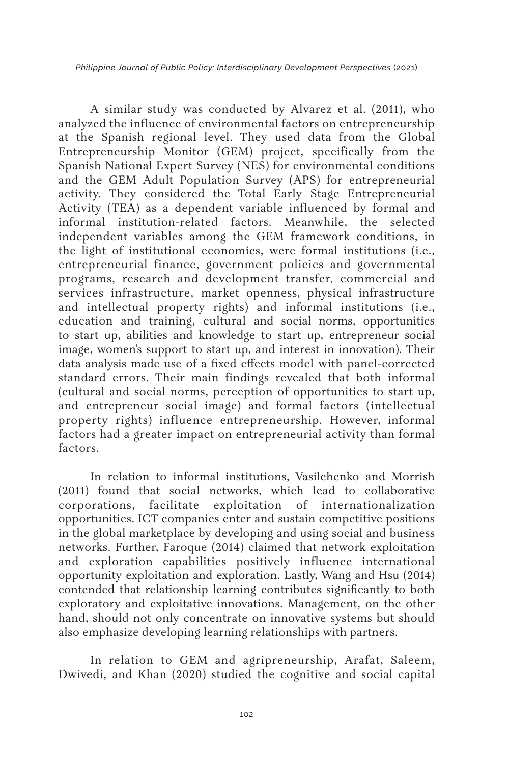A similar study was conducted by Alvarez et al. (2011), who analyzed the influence of environmental factors on entrepreneurship at the Spanish regional level. They used data from the Global Entrepreneurship Monitor (GEM) project, specifically from the Spanish National Expert Survey (NES) for environmental conditions and the GEM Adult Population Survey (APS) for entrepreneurial activity. They considered the Total Early Stage Entrepreneurial Activity (TEA) as a dependent variable influenced by formal and informal institution-related factors. Meanwhile, the selected independent variables among the GEM framework conditions, in the light of institutional economics, were formal institutions (i.e., entrepreneurial finance, government policies and governmental programs, research and development transfer, commercial and services infrastructure, market openness, physical infrastructure and intellectual property rights) and informal institutions (i.e., education and training, cultural and social norms, opportunities to start up, abilities and knowledge to start up, entrepreneur social image, women's support to start up, and interest in innovation). Their data analysis made use of a fixed effects model with panel-corrected standard errors. Their main findings revealed that both informal (cultural and social norms, perception of opportunities to start up, and entrepreneur social image) and formal factors (intellectual property rights) influence entrepreneurship. However, informal factors had a greater impact on entrepreneurial activity than formal factors.

In relation to informal institutions, Vasilchenko and Morrish (2011) found that social networks, which lead to collaborative corporations, facilitate exploitation of internationalization opportunities. ICT companies enter and sustain competitive positions in the global marketplace by developing and using social and business networks. Further, Faroque (2014) claimed that network exploitation and exploration capabilities positively influence international opportunity exploitation and exploration. Lastly, Wang and Hsu (2014) contended that relationship learning contributes significantly to both exploratory and exploitative innovations. Management, on the other hand, should not only concentrate on innovative systems but should also emphasize developing learning relationships with partners.

In relation to GEM and agripreneurship, Arafat, Saleem, Dwivedi, and Khan (2020) studied the cognitive and social capital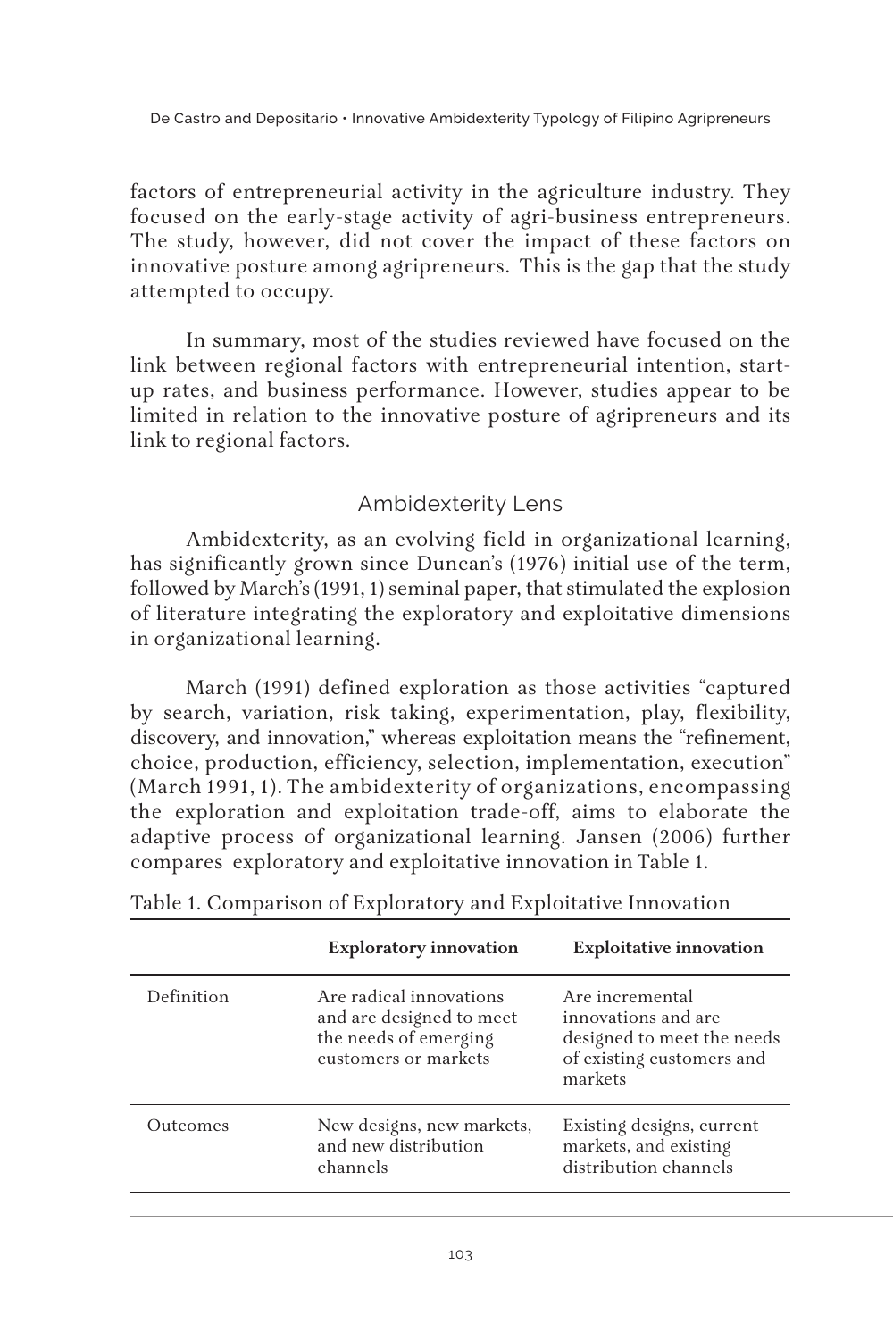factors of entrepreneurial activity in the agriculture industry. They focused on the early-stage activity of agri-business entrepreneurs. The study, however, did not cover the impact of these factors on innovative posture among agripreneurs. This is the gap that the study attempted to occupy.

In summary, most of the studies reviewed have focused on the link between regional factors with entrepreneurial intention, start-up rates, and business performance. However, studies appear to be limited in relation to the innovative posture of agripreneurs and its link to regional factors.

## Ambidexterity Lens

Ambidexterity, as an evolving field in organizational learning, has significantly grown since Duncan's (1976) initial use of the term, followed by March's (1991, 1) seminal paper, that stimulated the explosion of literature integrating the exploratory and exploitative dimensions in organizational learning.

March (1991) defined exploration as those activities "captured by search, variation, risk taking, experimentation, play, flexibility, discovery, and innovation," whereas exploitation means the "refinement, choice, production, efficiency, selection, implementation, execution" (March 1991, 1). The ambidexterity of organizations, encompassing the exploration and exploitation trade-off, aims to elaborate the adaptive process of organizational learning. Jansen (2006) further compares exploratory and exploitative innovation in Table 1.

Table 1. Comparison of Exploratory and Exploitative Innovation

| | **Exploratory innovation** | **Exploitative innovation** |
|---|---|---|
| Definition | Are radical innovations and are designed to meet the needs of emerging customers or markets | Are incremental innovations and are designed to meet the needs of existing customers and markets |
| Outcomes | New designs, new markets, and new distribution channels | Existing designs, current markets, and existing distribution channels |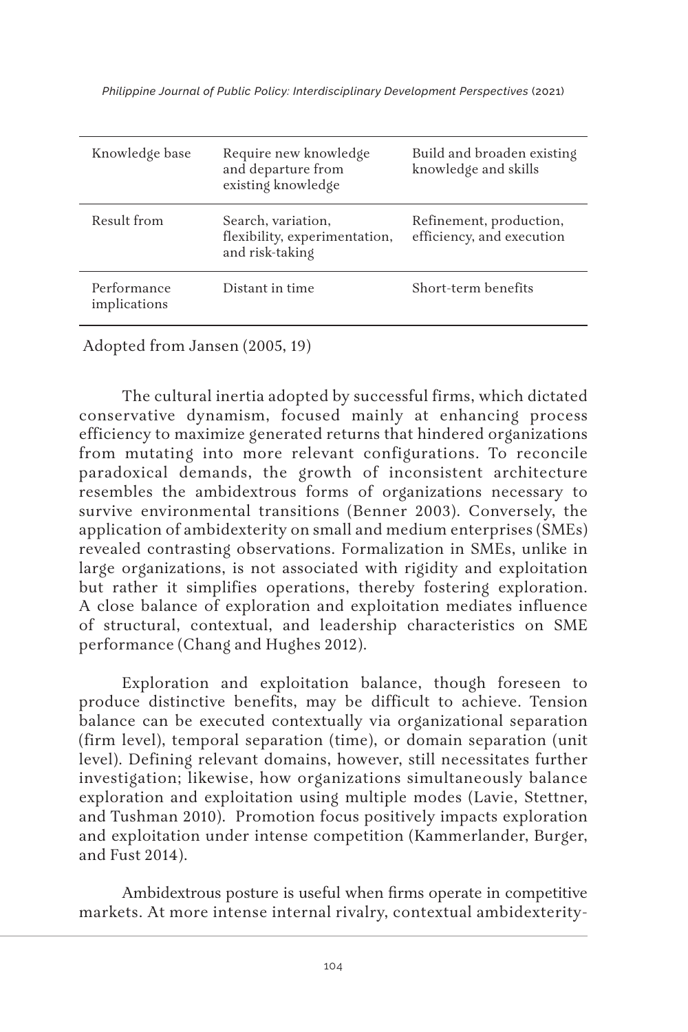| | | |
|---|---|---|
| Knowledge base | Require new knowledge and departure from existing knowledge | Build and broaden existing knowledge and skills |
| Result from | Search, variation, flexibility, experimentation, and risk-taking | Refinement, production, efficiency, and execution |
| Performance implications | Distant in time | Short-term benefits |

Adopted from Jansen (2005, 19)

The cultural inertia adopted by successful firms, which dictated conservative dynamism, focused mainly at enhancing process efficiency to maximize generated returns that hindered organizations from mutating into more relevant configurations. To reconcile paradoxical demands, the growth of inconsistent architecture resembles the ambidextrous forms of organizations necessary to survive environmental transitions (Benner 2003). Conversely, the application of ambidexterity on small and medium enterprises (SMEs) revealed contrasting observations. Formalization in SMEs, unlike in large organizations, is not associated with rigidity and exploitation but rather it simplifies operations, thereby fostering exploration. A close balance of exploration and exploitation mediates influence of structural, contextual, and leadership characteristics on SME performance (Chang and Hughes 2012).

Exploration and exploitation balance, though foreseen to produce distinctive benefits, may be difficult to achieve. Tension balance can be executed contextually via organizational separation (firm level), temporal separation (time), or domain separation (unit level). Defining relevant domains, however, still necessitates further investigation; likewise, how organizations simultaneously balance exploration and exploitation using multiple modes (Lavie, Stettner, and Tushman 2010). Promotion focus positively impacts exploration and exploitation under intense competition (Kammerlander, Burger, and Fust 2014).

Ambidextrous posture is useful when firms operate in competitive markets. At more intense internal rivalry, contextual ambidexterity-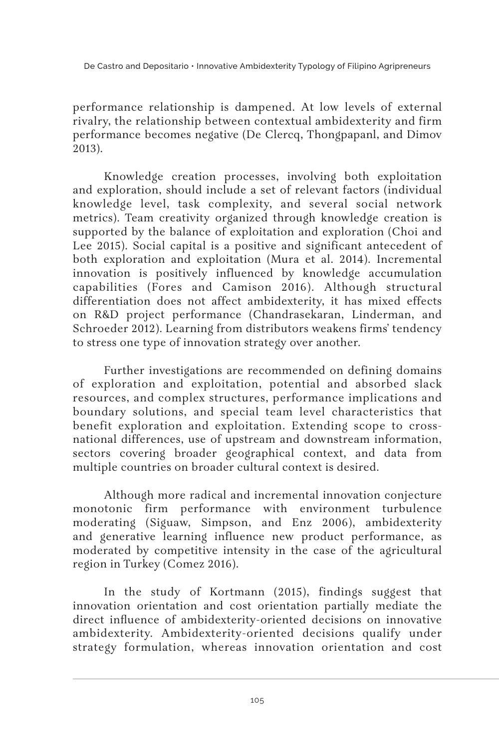performance relationship is dampened. At low levels of external rivalry, the relationship between contextual ambidexterity and firm performance becomes negative (De Clercq, Thongpapanl, and Dimov 2013).

Knowledge creation processes, involving both exploitation and exploration, should include a set of relevant factors (individual knowledge level, task complexity, and several social network metrics). Team creativity organized through knowledge creation is supported by the balance of exploitation and exploration (Choi and Lee 2015). Social capital is a positive and significant antecedent of both exploration and exploitation (Mura et al. 2014). Incremental innovation is positively influenced by knowledge accumulation capabilities (Fores and Camison 2016). Although structural differentiation does not affect ambidexterity, it has mixed effects on R&D project performance (Chandrasekaran, Linderman, and Schroeder 2012). Learning from distributors weakens firms' tendency to stress one type of innovation strategy over another.

Further investigations are recommended on defining domains of exploration and exploitation, potential and absorbed slack resources, and complex structures, performance implications and boundary solutions, and special team level characteristics that benefit exploration and exploitation. Extending scope to cross-national differences, use of upstream and downstream information, sectors covering broader geographical context, and data from multiple countries on broader cultural context is desired.

Although more radical and incremental innovation conjecture monotonic firm performance with environment turbulence moderating (Siguaw, Simpson, and Enz 2006), ambidexterity and generative learning influence new product performance, as moderated by competitive intensity in the case of the agricultural region in Turkey (Comez 2016).

In the study of Kortmann (2015), findings suggest that innovation orientation and cost orientation partially mediate the direct influence of ambidexterity-oriented decisions on innovative ambidexterity. Ambidexterity-oriented decisions qualify under strategy formulation, whereas innovation orientation and cost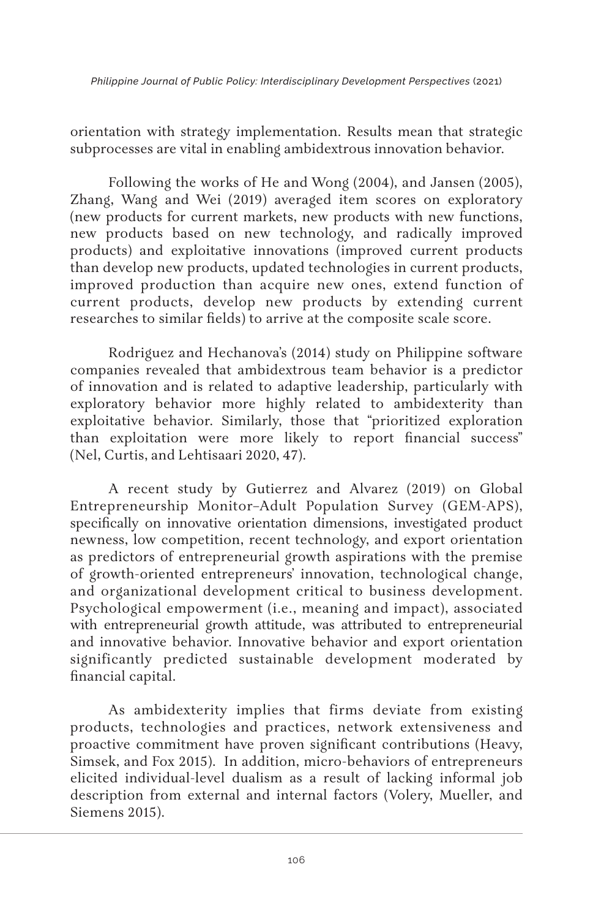orientation with strategy implementation. Results mean that strategic subprocesses are vital in enabling ambidextrous innovation behavior.

Following the works of He and Wong (2004), and Jansen (2005), Zhang, Wang and Wei (2019) averaged item scores on exploratory (new products for current markets, new products with new functions, new products based on new technology, and radically improved products) and exploitative innovations (improved current products than develop new products, updated technologies in current products, improved production than acquire new ones, extend function of current products, develop new products by extending current researches to similar fields) to arrive at the composite scale score.

Rodriguez and Hechanova's (2014) study on Philippine software companies revealed that ambidextrous team behavior is a predictor of innovation and is related to adaptive leadership, particularly with exploratory behavior more highly related to ambidexterity than exploitative behavior. Similarly, those that "prioritized exploration than exploitation were more likely to report financial success" (Nel, Curtis, and Lehtisaari 2020, 47).

A recent study by Gutierrez and Alvarez (2019) on Global Entrepreneurship Monitor–Adult Population Survey (GEM-APS), specifically on innovative orientation dimensions, investigated product newness, low competition, recent technology, and export orientation as predictors of entrepreneurial growth aspirations with the premise of growth-oriented entrepreneurs' innovation, technological change, and organizational development critical to business development. Psychological empowerment (i.e., meaning and impact), associated with entrepreneurial growth attitude, was attributed to entrepreneurial and innovative behavior. Innovative behavior and export orientation significantly predicted sustainable development moderated by financial capital.

As ambidexterity implies that firms deviate from existing products, technologies and practices, network extensiveness and proactive commitment have proven significant contributions (Heavy, Simsek, and Fox 2015). In addition, micro-behaviors of entrepreneurs elicited individual-level dualism as a result of lacking informal job description from external and internal factors (Volery, Mueller, and Siemens 2015).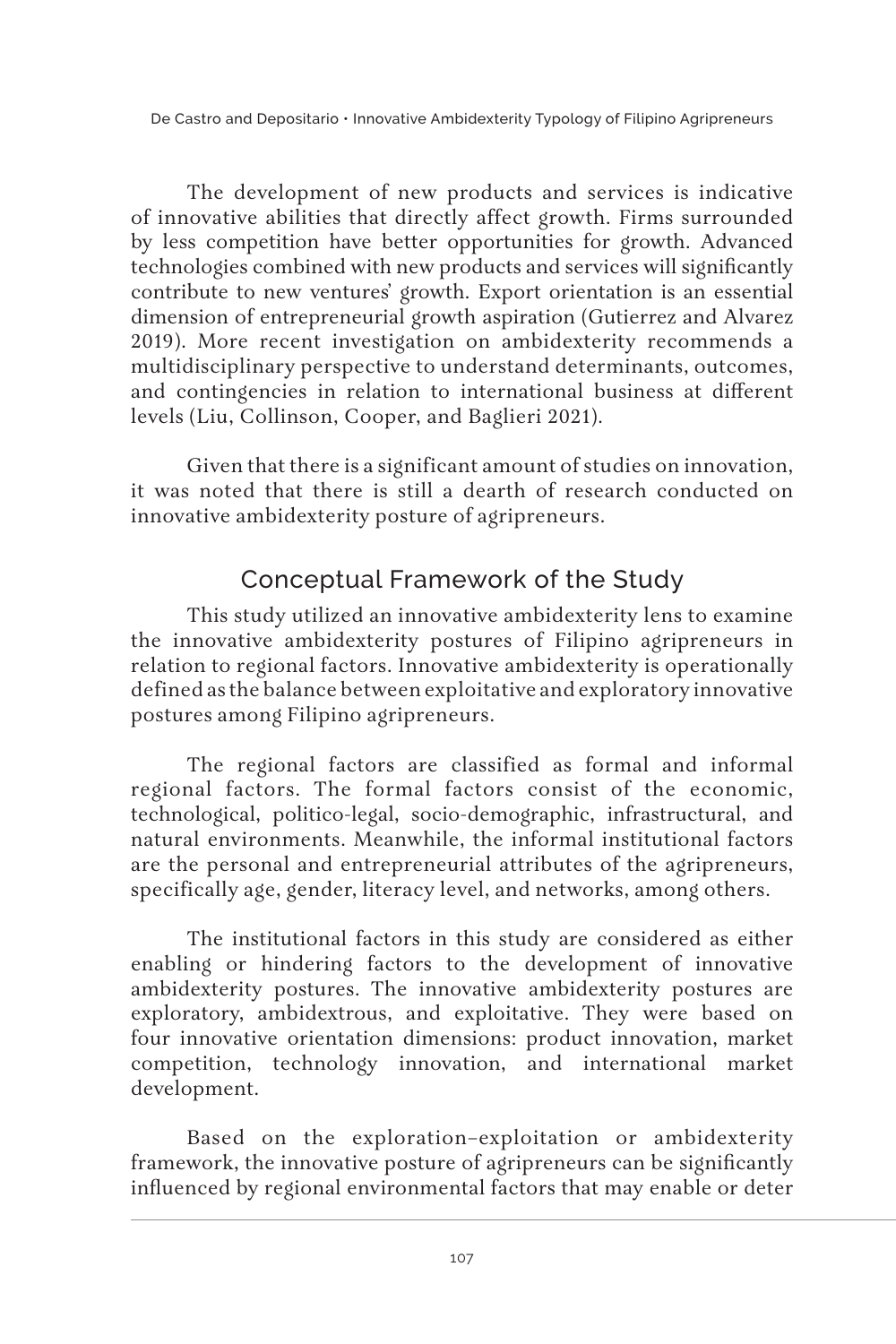The development of new products and services is indicative of innovative abilities that directly affect growth. Firms surrounded by less competition have better opportunities for growth. Advanced technologies combined with new products and services will significantly contribute to new ventures' growth. Export orientation is an essential dimension of entrepreneurial growth aspiration (Gutierrez and Alvarez 2019). More recent investigation on ambidexterity recommends a multidisciplinary perspective to understand determinants, outcomes, and contingencies in relation to international business at different levels (Liu, Collinson, Cooper, and Baglieri 2021).

Given that there is a significant amount of studies on innovation, it was noted that there is still a dearth of research conducted on innovative ambidexterity posture of agripreneurs.

## Conceptual Framework of the Study

This study utilized an innovative ambidexterity lens to examine the innovative ambidexterity postures of Filipino agripreneurs in relation to regional factors. Innovative ambidexterity is operationally defined as the balance between exploitative and exploratory innovative postures among Filipino agripreneurs.

The regional factors are classified as formal and informal regional factors. The formal factors consist of the economic, technological, politico-legal, socio-demographic, infrastructural, and natural environments. Meanwhile, the informal institutional factors are the personal and entrepreneurial attributes of the agripreneurs, specifically age, gender, literacy level, and networks, among others.

The institutional factors in this study are considered as either enabling or hindering factors to the development of innovative ambidexterity postures. The innovative ambidexterity postures are exploratory, ambidextrous, and exploitative. They were based on four innovative orientation dimensions: product innovation, market competition, technology innovation, and international market development.

Based on the exploration–exploitation or ambidexterity framework, the innovative posture of agripreneurs can be significantly influenced by regional environmental factors that may enable or deter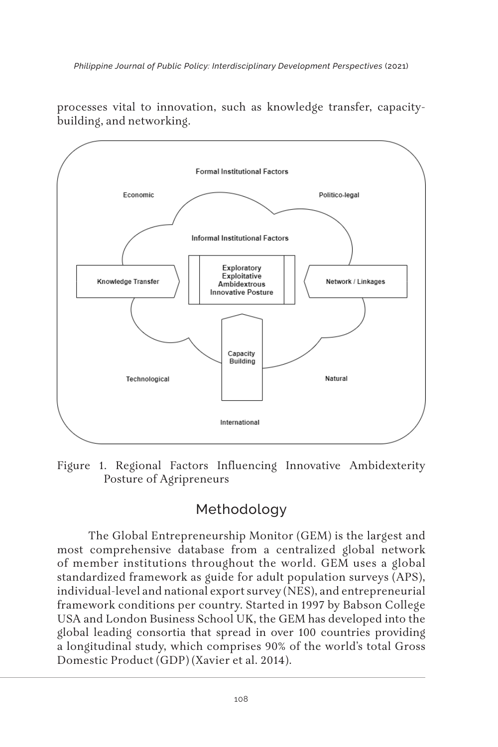processes vital to innovation, such as knowledge transfer, capacity-building, and networking.

Formal Institutional Factors

Economic

Politico-legal

Informal Institutional Factors

Knowledge Transfer

Exploratory
Exploitative
Ambidextrous
Innovative Posture

Network / Linkages

Capacity Building

Technological

Natural

International

Figure 1. Regional Factors Influencing Innovative Ambidexterity Posture of Agripreneurs

## Methodology

The Global Entrepreneurship Monitor (GEM) is the largest and most comprehensive database from a centralized global network of member institutions throughout the world. GEM uses a global standardized framework as guide for adult population surveys (APS), individual-level and national export survey (NES), and entrepreneurial framework conditions per country. Started in 1997 by Babson College USA and London Business School UK, the GEM has developed into the global leading consortia that spread in over 100 countries providing a longitudinal study, which comprises 90% of the world's total Gross Domestic Product (GDP) (Xavier et al. 2014).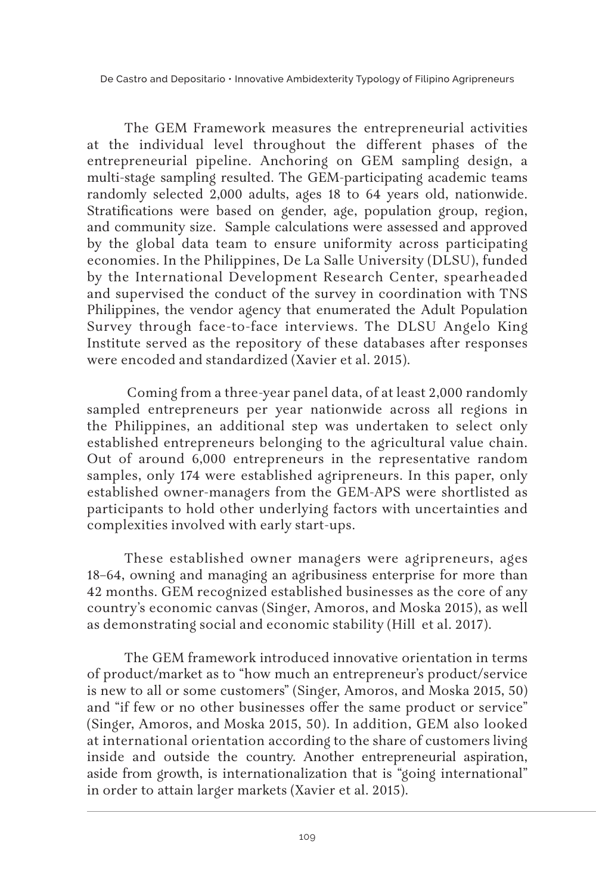The GEM Framework measures the entrepreneurial activities at the individual level throughout the different phases of the entrepreneurial pipeline. Anchoring on GEM sampling design, a multi-stage sampling resulted. The GEM-participating academic teams randomly selected 2,000 adults, ages 18 to 64 years old, nationwide. Stratifications were based on gender, age, population group, region, and community size. Sample calculations were assessed and approved by the global data team to ensure uniformity across participating economies. In the Philippines, De La Salle University (DLSU), funded by the International Development Research Center, spearheaded and supervised the conduct of the survey in coordination with TNS Philippines, the vendor agency that enumerated the Adult Population Survey through face-to-face interviews. The DLSU Angelo King Institute served as the repository of these databases after responses were encoded and standardized (Xavier et al. 2015).

Coming from a three-year panel data, of at least 2,000 randomly sampled entrepreneurs per year nationwide across all regions in the Philippines, an additional step was undertaken to select only established entrepreneurs belonging to the agricultural value chain. Out of around 6,000 entrepreneurs in the representative random samples, only 174 were established agripreneurs. In this paper, only established owner-managers from the GEM-APS were shortlisted as participants to hold other underlying factors with uncertainties and complexities involved with early start-ups.

These established owner managers were agripreneurs, ages 18–64, owning and managing an agribusiness enterprise for more than 42 months. GEM recognized established businesses as the core of any country's economic canvas (Singer, Amoros, and Moska 2015), as well as demonstrating social and economic stability (Hill et al. 2017).

The GEM framework introduced innovative orientation in terms of product/market as to "how much an entrepreneur's product/service is new to all or some customers" (Singer, Amoros, and Moska 2015, 50) and "if few or no other businesses offer the same product or service" (Singer, Amoros, and Moska 2015, 50). In addition, GEM also looked at international orientation according to the share of customers living inside and outside the country. Another entrepreneurial aspiration, aside from growth, is internationalization that is "going international" in order to attain larger markets (Xavier et al. 2015).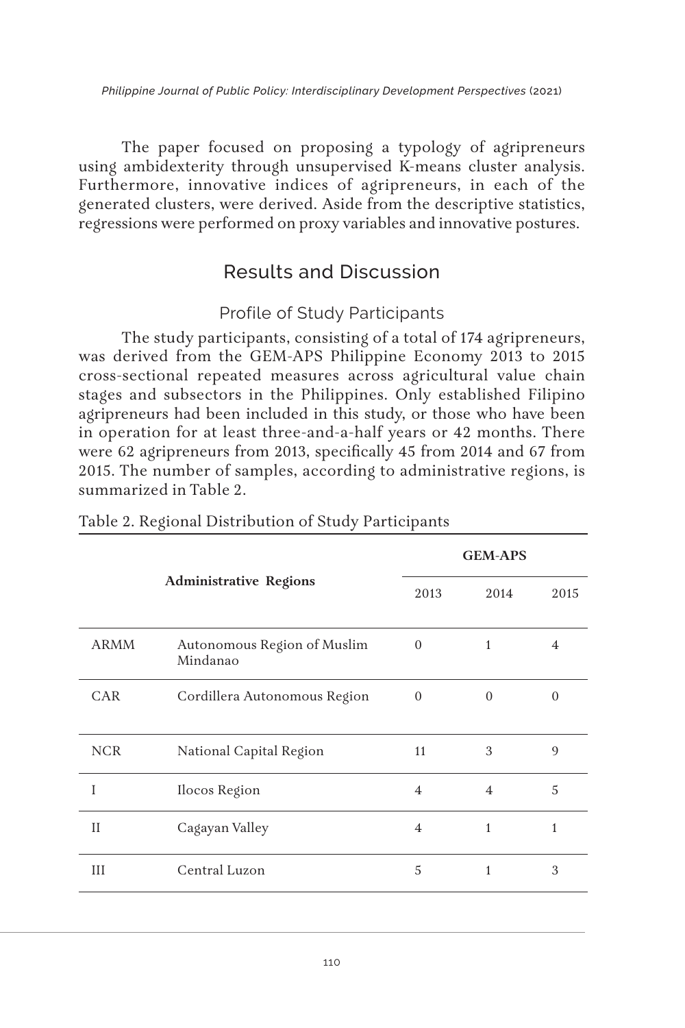The paper focused on proposing a typology of agripreneurs using ambidexterity through unsupervised K-means cluster analysis. Furthermore, innovative indices of agripreneurs, in each of the generated clusters, were derived. Aside from the descriptive statistics, regressions were performed on proxy variables and innovative postures.

## Results and Discussion

### Profile of Study Participants

The study participants, consisting of a total of 174 agripreneurs, was derived from the GEM-APS Philippine Economy 2013 to 2015 cross-sectional repeated measures across agricultural value chain stages and subsectors in the Philippines. Only established Filipino agripreneurs had been included in this study, or those who have been in operation for at least three-and-a-half years or 42 months. There were 62 agripreneurs from 2013, specifically 45 from 2014 and 67 from 2015. The number of samples, according to administrative regions, is summarized in Table 2.

Table 2. Regional Distribution of Study Participants

| **Administrative Regions** | | **GEM-APS** | | |
|---|---|---|---|---|
| | | 2013 | 2014 | 2015 |
| ARMM | Autonomous Region of Muslim Mindanao | 0 | 1 | 4 |
| CAR | Cordillera Autonomous Region | 0 | 0 | 0 |
| NCR | National Capital Region | 11 | 3 | 9 |
| I | Ilocos Region | 4 | 4 | 5 |
| II | Cagayan Valley | 4 | 1 | 1 |
| III | Central Luzon | 5 | 1 | 3 |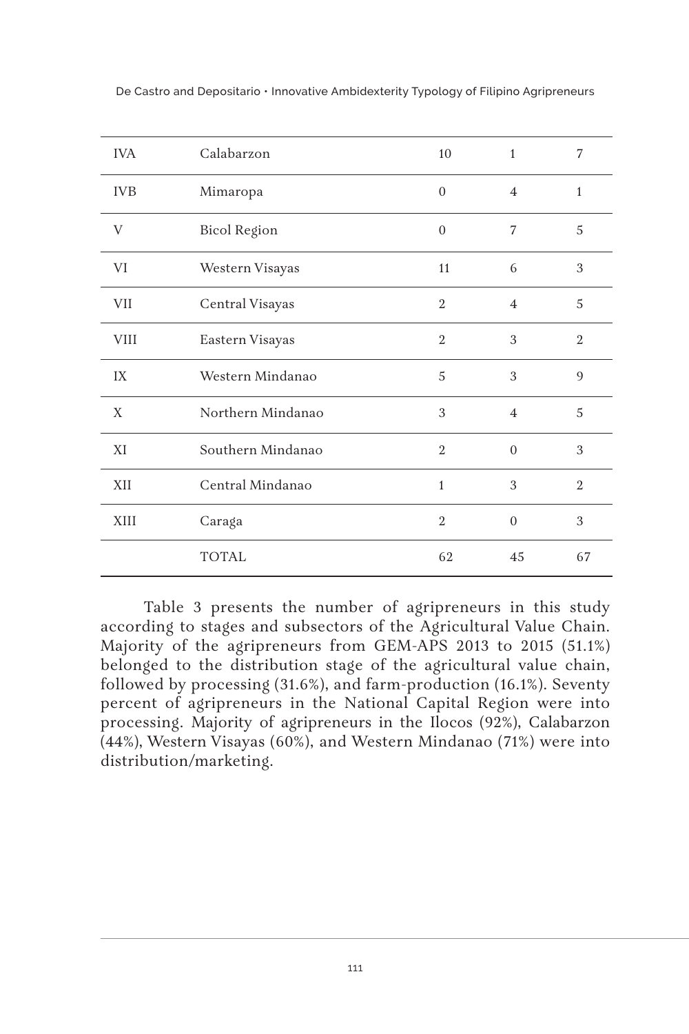| | | | | |
|---|---|---|---|---|
| IVA | Calabarzon | 10 | 1 | 7 |
| IVB | Mimaropa | 0 | 4 | 1 |
| V | Bicol Region | 0 | 7 | 5 |
| VI | Western Visayas | 11 | 6 | 3 |
| VII | Central Visayas | 2 | 4 | 5 |
| VIII | Eastern Visayas | 2 | 3 | 2 |
| IX | Western Mindanao | 5 | 3 | 9 |
| X | Northern Mindanao | 3 | 4 | 5 |
| XI | Southern Mindanao | 2 | 0 | 3 |
| XII | Central Mindanao | 1 | 3 | 2 |
| XIII | Caraga | 2 | 0 | 3 |
| | TOTAL | 62 | 45 | 67 |

Table 3 presents the number of agripreneurs in this study according to stages and subsectors of the Agricultural Value Chain. Majority of the agripreneurs from GEM-APS 2013 to 2015 (51.1%) belonged to the distribution stage of the agricultural value chain, followed by processing (31.6%), and farm-production (16.1%). Seventy percent of agripreneurs in the National Capital Region were into processing. Majority of agripreneurs in the Ilocos (92%), Calabarzon (44%), Western Visayas (60%), and Western Mindanao (71%) were into distribution/marketing.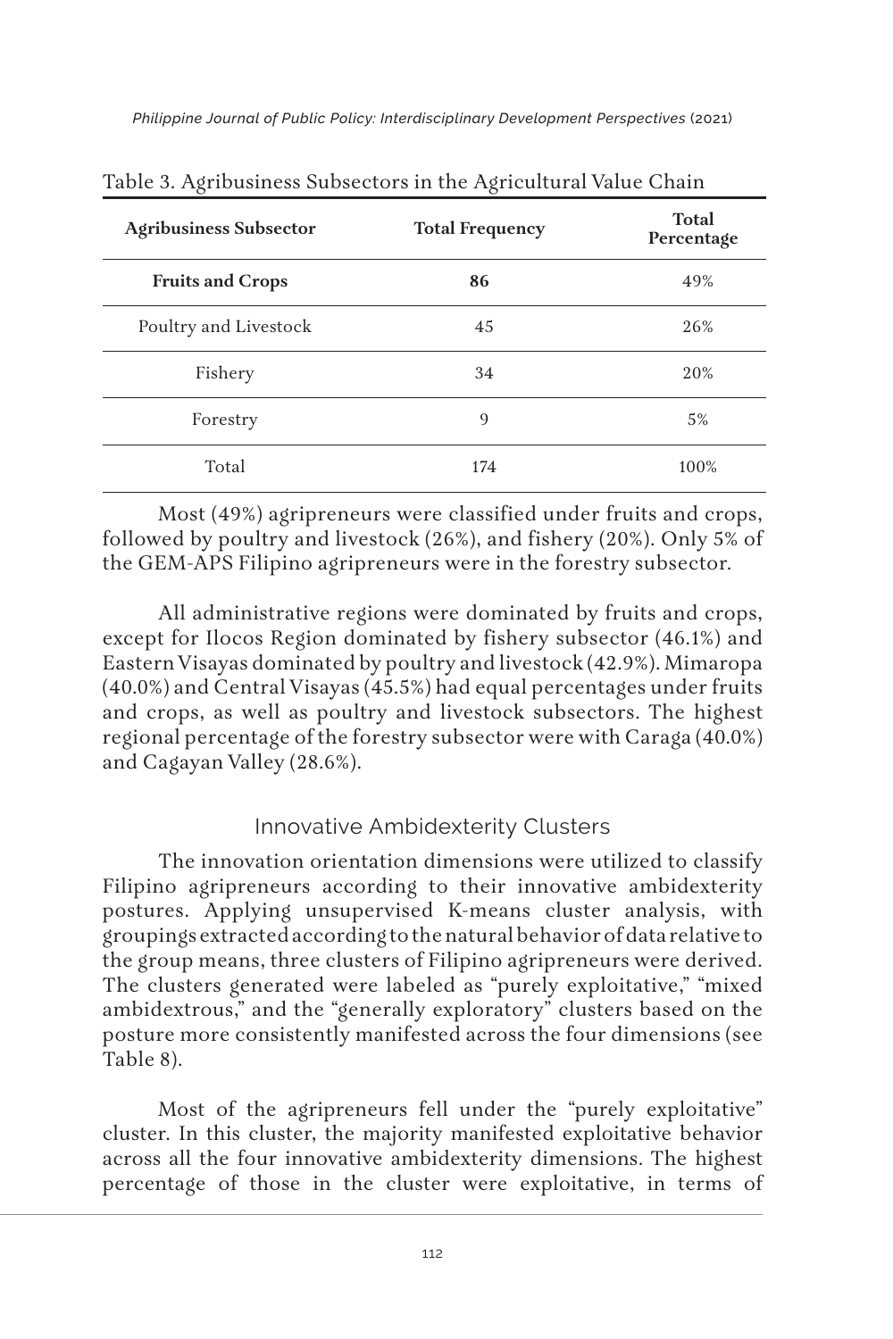Table 3. Agribusiness Subsectors in the Agricultural Value Chain

| Agribusiness Subsector | Total Frequency | Total Percentage |
|---|---|---|
| **Fruits and Crops** | **86** | 49% |
| Poultry and Livestock | 45 | 26% |
| Fishery | 34 | 20% |
| Forestry | 9 | 5% |
| Total | 174 | 100% |

Most (49%) agripreneurs were classified under fruits and crops, followed by poultry and livestock (26%), and fishery (20%). Only 5% of the GEM-APS Filipino agripreneurs were in the forestry subsector.

All administrative regions were dominated by fruits and crops, except for Ilocos Region dominated by fishery subsector (46.1%) and Eastern Visayas dominated by poultry and livestock (42.9%). Mimaropa (40.0%) and Central Visayas (45.5%) had equal percentages under fruits and crops, as well as poultry and livestock subsectors. The highest regional percentage of the forestry subsector were with Caraga (40.0%) and Cagayan Valley (28.6%).

## Innovative Ambidexterity Clusters

The innovation orientation dimensions were utilized to classify Filipino agripreneurs according to their innovative ambidexterity postures. Applying unsupervised K-means cluster analysis, with groupings extracted according to the natural behavior of data relative to the group means, three clusters of Filipino agripreneurs were derived. The clusters generated were labeled as "purely exploitative," "mixed ambidextrous," and the "generally exploratory" clusters based on the posture more consistently manifested across the four dimensions (see Table 8).

Most of the agripreneurs fell under the "purely exploitative" cluster. In this cluster, the majority manifested exploitative behavior across all the four innovative ambidexterity dimensions. The highest percentage of those in the cluster were exploitative, in terms of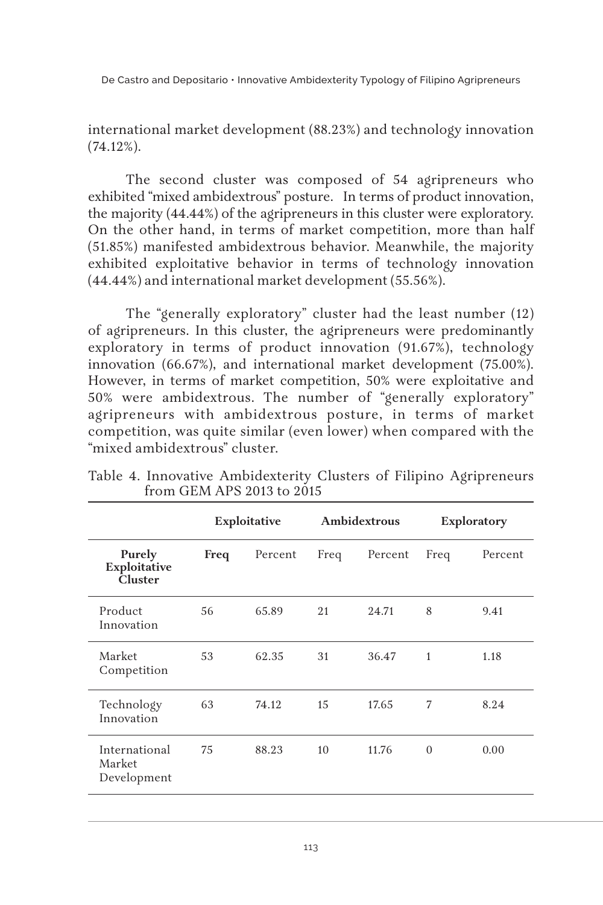international market development (88.23%) and technology innovation (74.12%).

The second cluster was composed of 54 agripreneurs who exhibited "mixed ambidextrous" posture. In terms of product innovation, the majority (44.44%) of the agripreneurs in this cluster were exploratory. On the other hand, in terms of market competition, more than half (51.85%) manifested ambidextrous behavior. Meanwhile, the majority exhibited exploitative behavior in terms of technology innovation (44.44%) and international market development (55.56%).

The "generally exploratory" cluster had the least number (12) of agripreneurs. In this cluster, the agripreneurs were predominantly exploratory in terms of product innovation (91.67%), technology innovation (66.67%), and international market development (75.00%). However, in terms of market competition, 50% were exploitative and 50% were ambidextrous. The number of "generally exploratory" agripreneurs with ambidextrous posture, in terms of market competition, was quite similar (even lower) when compared with the "mixed ambidextrous" cluster.

Table 4. Innovative Ambidexterity Clusters of Filipino Agripreneurs from GEM APS 2013 to 2015

| | **Exploitative** | | **Ambidextrous** | | **Exploratory** | |
|---|---|---|---|---|---|---|
| **Purely Exploitative Cluster** | **Freq** | Percent | Freq | Percent | Freq | Percent |
| Product Innovation | 56 | 65.89 | 21 | 24.71 | 8 | 9.41 |
| Market Competition | 53 | 62.35 | 31 | 36.47 | 1 | 1.18 |
| Technology Innovation | 63 | 74.12 | 15 | 17.65 | 7 | 8.24 |
| International Market Development | 75 | 88.23 | 10 | 11.76 | 0 | 0.00 |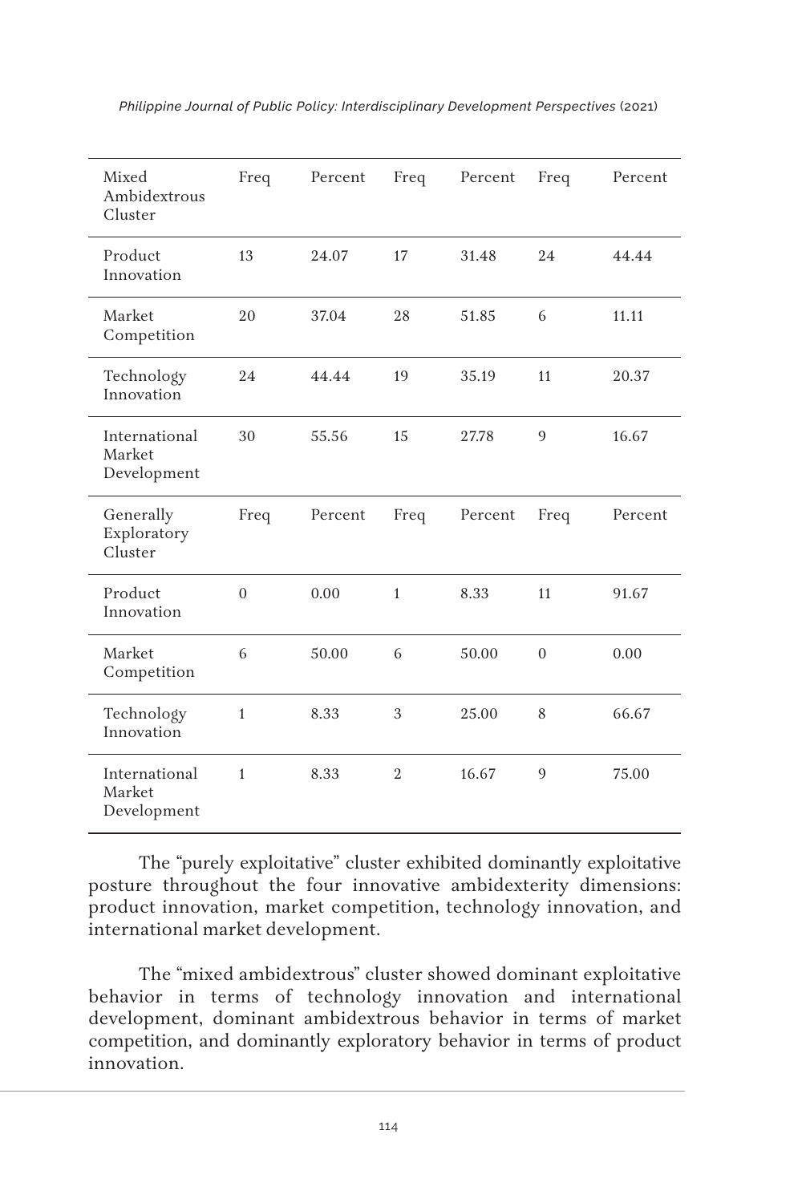| Mixed Ambidextrous Cluster | Freq | Percent | Freq | Percent | Freq | Percent |
|---|---|---|---|---|---|---|
| Product Innovation | 13 | 24.07 | 17 | 31.48 | 24 | 44.44 |
| Market Competition | 20 | 37.04 | 28 | 51.85 | 6 | 11.11 |
| Technology Innovation | 24 | 44.44 | 19 | 35.19 | 11 | 20.37 |
| International Market Development | 30 | 55.56 | 15 | 27.78 | 9 | 16.67 |
| **Generally Exploratory Cluster** | **Freq** | **Percent** | **Freq** | **Percent** | **Freq** | **Percent** |
| Product Innovation | 0 | 0.00 | 1 | 8.33 | 11 | 91.67 |
| Market Competition | 6 | 50.00 | 6 | 50.00 | 0 | 0.00 |
| Technology Innovation | 1 | 8.33 | 3 | 25.00 | 8 | 66.67 |
| International Market Development | 1 | 8.33 | 2 | 16.67 | 9 | 75.00 |

The "purely exploitative" cluster exhibited dominantly exploitative posture throughout the four innovative ambidexterity dimensions: product innovation, market competition, technology innovation, and international market development.

The "mixed ambidextrous" cluster showed dominant exploitative behavior in terms of technology innovation and international development, dominant ambidextrous behavior in terms of market competition, and dominantly exploratory behavior in terms of product innovation.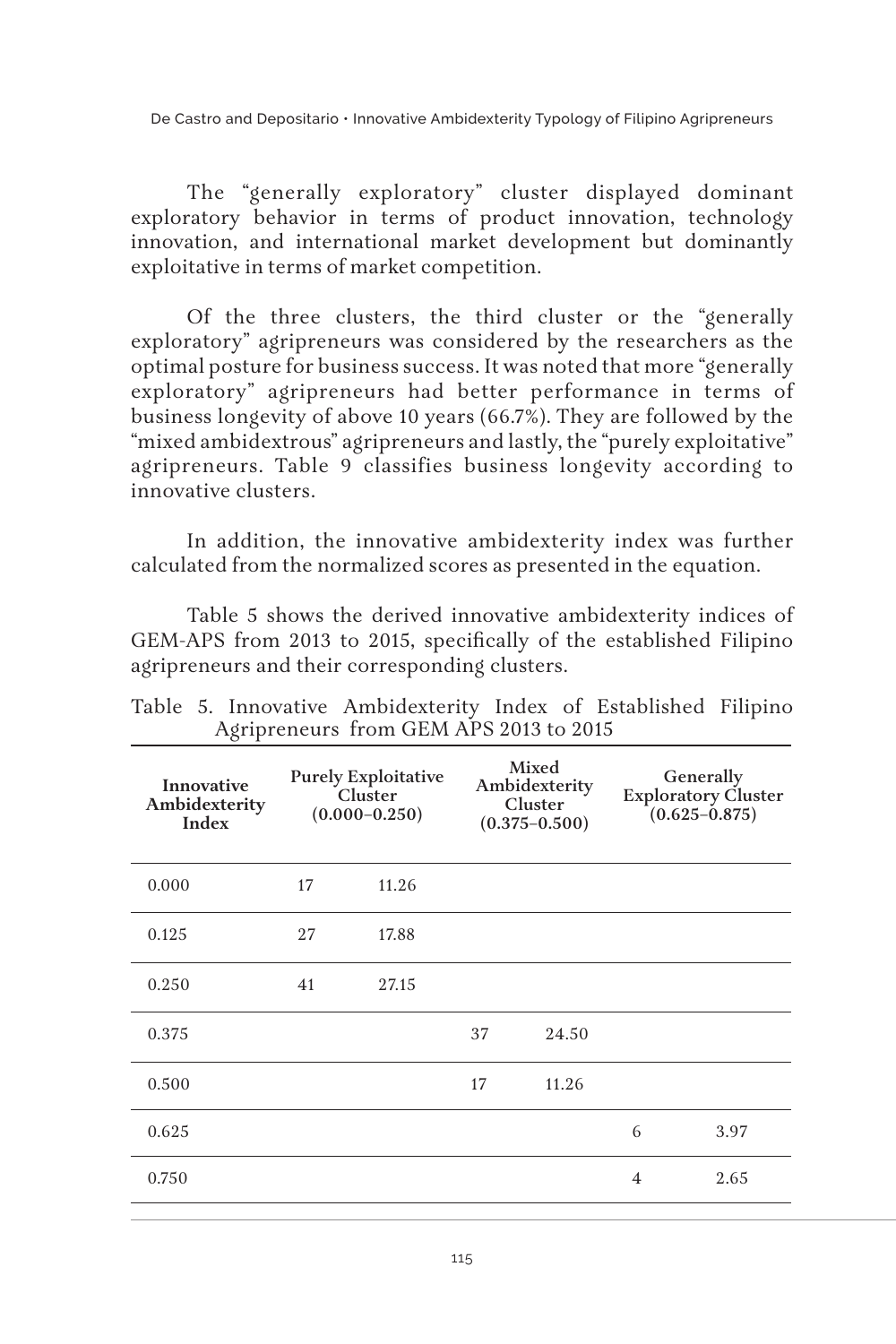The "generally exploratory" cluster displayed dominant exploratory behavior in terms of product innovation, technology innovation, and international market development but dominantly exploitative in terms of market competition.

Of the three clusters, the third cluster or the "generally exploratory" agripreneurs was considered by the researchers as the optimal posture for business success. It was noted that more "generally exploratory" agripreneurs had better performance in terms of business longevity of above 10 years (66.7%). They are followed by the "mixed ambidextrous" agripreneurs and lastly, the "purely exploitative" agripreneurs. Table 9 classifies business longevity according to innovative clusters.

In addition, the innovative ambidexterity index was further calculated from the normalized scores as presented in the equation.

Table 5 shows the derived innovative ambidexterity indices of GEM-APS from 2013 to 2015, specifically of the established Filipino agripreneurs and their corresponding clusters.

Table 5. Innovative Ambidexterity Index of Established Filipino Agripreneurs from GEM APS 2013 to 2015

| Innovative Ambidexterity Index | Purely Exploitative Cluster (0.000–0.250) | | Mixed Ambidexterity Cluster (0.375–0.500) | | Generally Exploratory Cluster (0.625–0.875) | |
|---|---|---|---|---|---|---|
| 0.000 | 17 | 11.26 | | | | |
| 0.125 | 27 | 17.88 | | | | |
| 0.250 | 41 | 27.15 | | | | |
| 0.375 | | | 37 | 24.50 | | |
| 0.500 | | | 17 | 11.26 | | |
| 0.625 | | | | | 6 | 3.97 |
| 0.750 | | | | | 4 | 2.65 |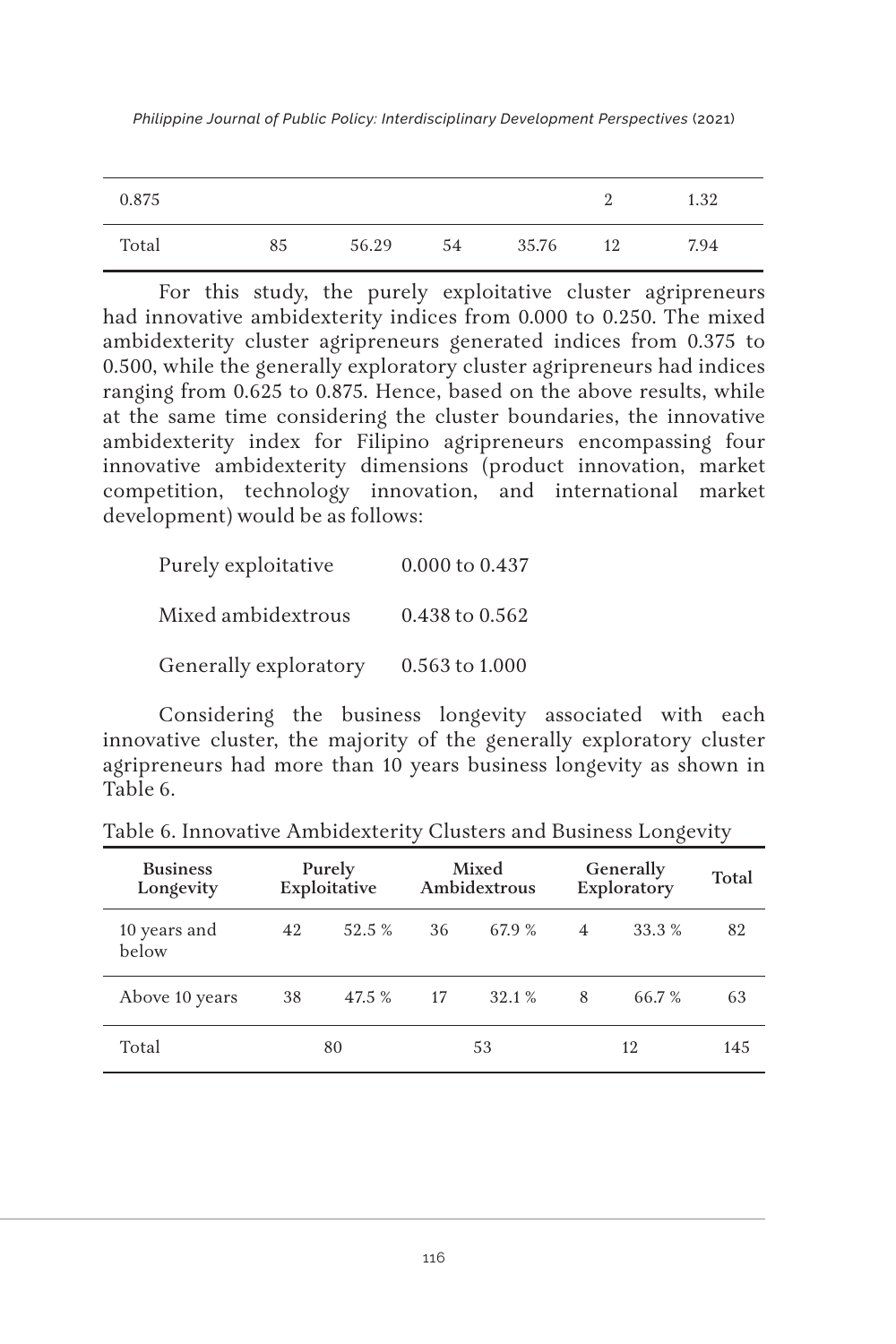| 0.875 | | | | | 2 | 1.32 |
|---|---|---|---|---|---|---|
| Total | 85 | 56.29 | 54 | 35.76 | 12 | 7.94 |

For this study, the purely exploitative cluster agripreneurs had innovative ambidexterity indices from 0.000 to 0.250. The mixed ambidexterity cluster agripreneurs generated indices from 0.375 to 0.500, while the generally exploratory cluster agripreneurs had indices ranging from 0.625 to 0.875. Hence, based on the above results, while at the same time considering the cluster boundaries, the innovative ambidexterity index for Filipino agripreneurs encompassing four innovative ambidexterity dimensions (product innovation, market competition, technology innovation, and international market development) would be as follows:

| | |
|---|---|
| Purely exploitative | 0.000 to 0.437 |
| Mixed ambidextrous | 0.438 to 0.562 |
| Generally exploratory | 0.563 to 1.000 |

Considering the business longevity associated with each innovative cluster, the majority of the generally exploratory cluster agripreneurs had more than 10 years business longevity as shown in Table 6.

Table 6. Innovative Ambidexterity Clusters and Business Longevity

| Business Longevity | Purely Exploitative | | Mixed Ambidextrous | | Generally Exploratory | | Total |
|---|---|---|---|---|---|---|---|
| 10 years and below | 42 | 52.5 % | 36 | 67.9 % | 4 | 33.3 % | 82 |
| Above 10 years | 38 | 47.5 % | 17 | 32.1 % | 8 | 66.7 % | 63 |
| Total | 80 | | 53 | | 12 | | 145 |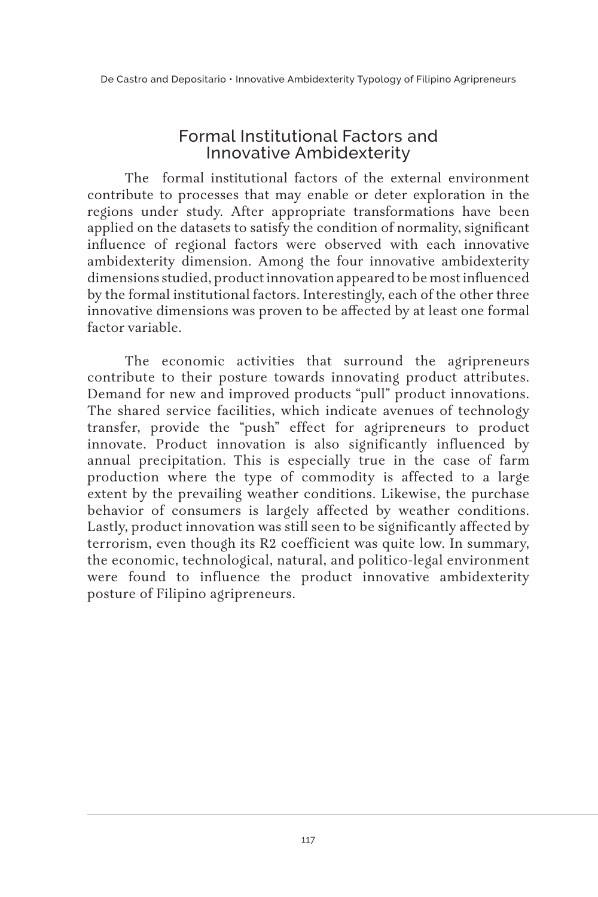## Formal Institutional Factors and Innovative Ambidexterity

The formal institutional factors of the external environment contribute to processes that may enable or deter exploration in the regions under study. After appropriate transformations have been applied on the datasets to satisfy the condition of normality, significant influence of regional factors were observed with each innovative ambidexterity dimension. Among the four innovative ambidexterity dimensions studied, product innovation appeared to be most influenced by the formal institutional factors. Interestingly, each of the other three innovative dimensions was proven to be affected by at least one formal factor variable.

The economic activities that surround the agripreneurs contribute to their posture towards innovating product attributes. Demand for new and improved products "pull" product innovations. The shared service facilities, which indicate avenues of technology transfer, provide the "push" effect for agripreneurs to product innovate. Product innovation is also significantly influenced by annual precipitation. This is especially true in the case of farm production where the type of commodity is affected to a large extent by the prevailing weather conditions. Likewise, the purchase behavior of consumers is largely affected by weather conditions. Lastly, product innovation was still seen to be significantly affected by terrorism, even though its $R2$ coefficient was quite low. In summary, the economic, technological, natural, and politico-legal environment were found to influence the product innovative ambidexterity posture of Filipino agripreneurs.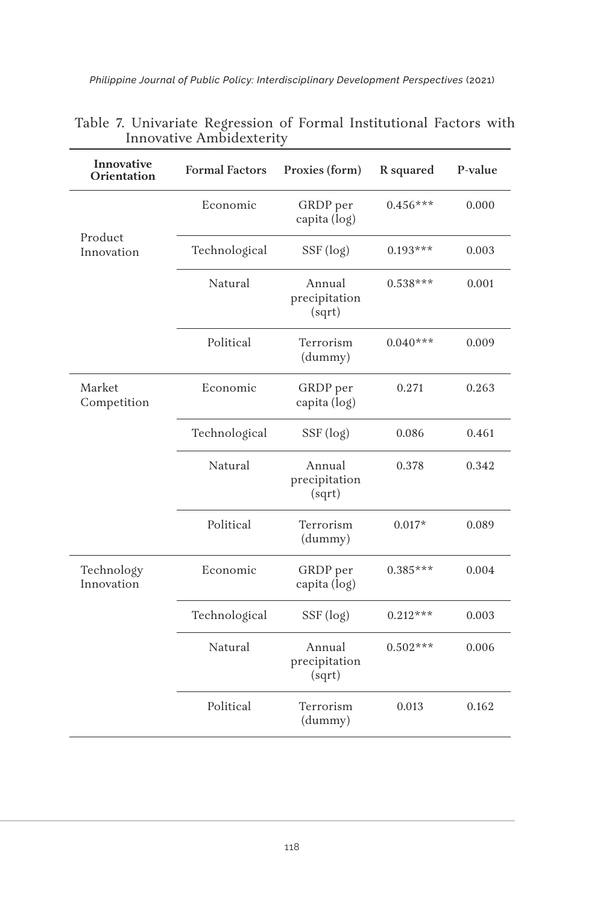Table 7. Univariate Regression of Formal Institutional Factors with Innovative Ambidexterity

| Innovative Orientation | Formal Factors | Proxies (form) | R squared | P-value |
|---|---|---|---|---|
| Product Innovation | Economic | GRDP per capita (log) | 0.456*** | 0.000 |
| | Technological | SSF (log) | 0.193*** | 0.003 |
| | Natural | Annual precipitation (sqrt) | 0.538*** | 0.001 |
| | Political | Terrorism (dummy) | 0.040*** | 0.009 |
| Market Competition | Economic | GRDP per capita (log) | 0.271 | 0.263 |
| | Technological | SSF (log) | 0.086 | 0.461 |
| | Natural | Annual precipitation (sqrt) | 0.378 | 0.342 |
| | Political | Terrorism (dummy) | 0.017* | 0.089 |
| Technology Innovation | Economic | GRDP per capita (log) | 0.385*** | 0.004 |
| | Technological | SSF (log) | 0.212*** | 0.003 |
| | Natural | Annual precipitation (sqrt) | 0.502*** | 0.006 |
| | Political | Terrorism (dummy) | 0.013 | 0.162 |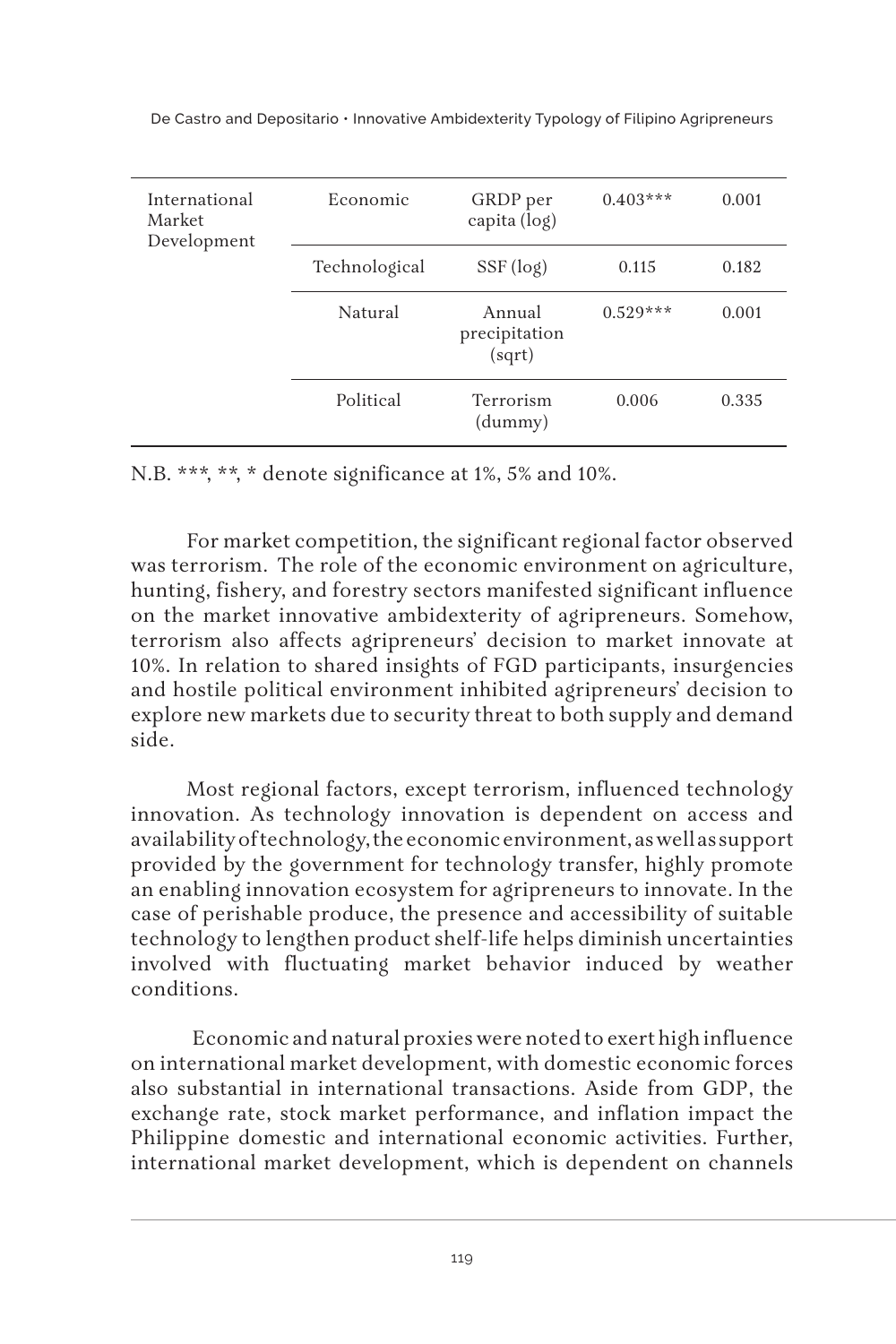| International Market Development | Economic | GRDP per capita (log) | 0.403*** | 0.001 |
|---|---|---|---|---|
| | Technological | SSF (log) | 0.115 | 0.182 |
| | Natural | Annual precipitation (sqrt) | 0.529*** | 0.001 |
| | Political | Terrorism (dummy) | 0.006 | 0.335 |

N.B. ***, **, * denote significance at 1%, 5% and 10%.

For market competition, the significant regional factor observed was terrorism. The role of the economic environment on agriculture, hunting, fishery, and forestry sectors manifested significant influence on the market innovative ambidexterity of agripreneurs. Somehow, terrorism also affects agripreneurs' decision to market innovate at 10%. In relation to shared insights of FGD participants, insurgencies and hostile political environment inhibited agripreneurs' decision to explore new markets due to security threat to both supply and demand side.

Most regional factors, except terrorism, influenced technology innovation. As technology innovation is dependent on access and availability of technology, the economic environment, as well as support provided by the government for technology transfer, highly promote an enabling innovation ecosystem for agripreneurs to innovate. In the case of perishable produce, the presence and accessibility of suitable technology to lengthen product shelf-life helps diminish uncertainties involved with fluctuating market behavior induced by weather conditions.

Economic and natural proxies were noted to exert high influence on international market development, with domestic economic forces also substantial in international transactions. Aside from GDP, the exchange rate, stock market performance, and inflation impact the Philippine domestic and international economic activities. Further, international market development, which is dependent on channels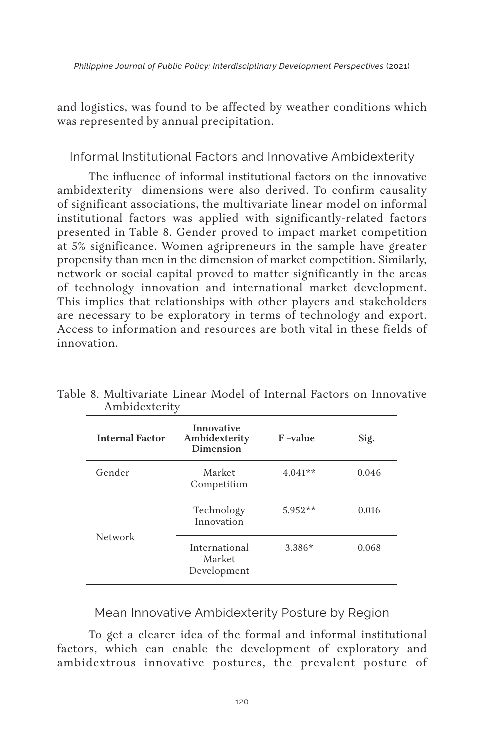and logistics, was found to be affected by weather conditions which was represented by annual precipitation.

### Informal Institutional Factors and Innovative Ambidexterity

The influence of informal institutional factors on the innovative ambidexterity dimensions were also derived. To confirm causality of significant associations, the multivariate linear model on informal institutional factors was applied with significantly-related factors presented in Table 8. Gender proved to impact market competition at 5% significance. Women agripreneurs in the sample have greater propensity than men in the dimension of market competition. Similarly, network or social capital proved to matter significantly in the areas of technology innovation and international market development. This implies that relationships with other players and stakeholders are necessary to be exploratory in terms of technology and export. Access to information and resources are both vital in these fields of innovation.

Table 8. Multivariate Linear Model of Internal Factors on Innovative Ambidexterity

| Internal Factor | Innovative Ambidexterity Dimension | F –value | Sig. |
|---|---|---|---|
| Gender | Market Competition | 4.041** | 0.046 |
| Network | Technology Innovation | 5.952** | 0.016 |
| | International Market Development | 3.386* | 0.068 |

### Mean Innovative Ambidexterity Posture by Region

To get a clearer idea of the formal and informal institutional factors, which can enable the development of exploratory and ambidextrous innovative postures, the prevalent posture of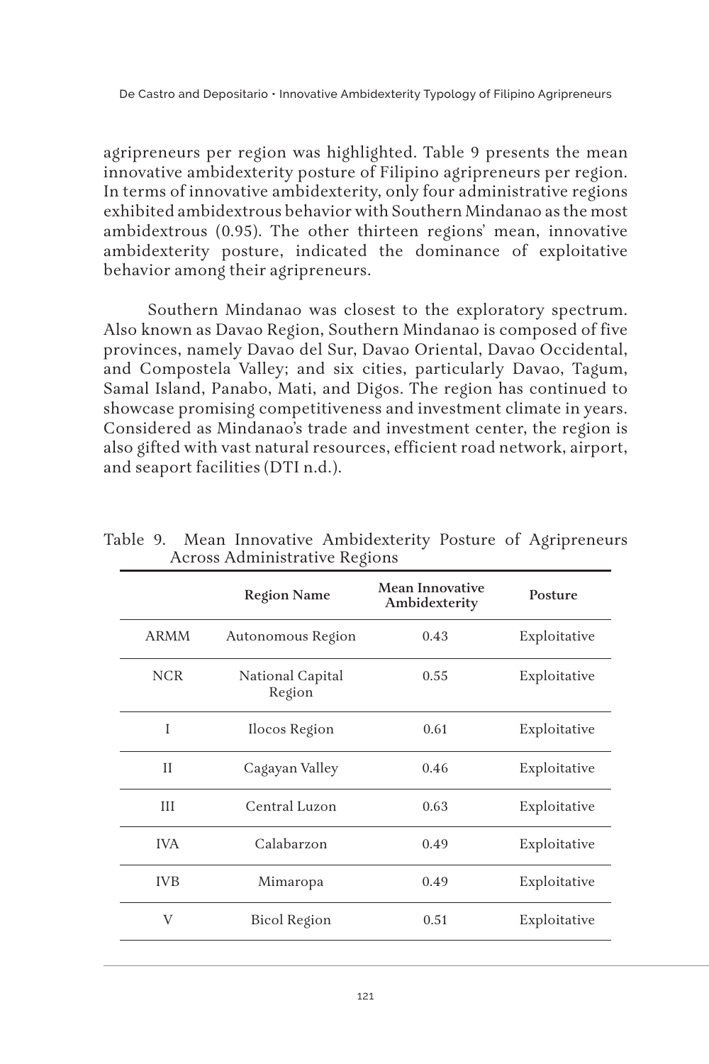agripreneurs per region was highlighted. Table 9 presents the mean innovative ambidexterity posture of Filipino agripreneurs per region. In terms of innovative ambidexterity, only four administrative regions exhibited ambidextrous behavior with Southern Mindanao as the most ambidextrous (0.95). The other thirteen regions' mean, innovative ambidexterity posture, indicated the dominance of exploitative behavior among their agripreneurs.

Southern Mindanao was closest to the exploratory spectrum. Also known as Davao Region, Southern Mindanao is composed of five provinces, namely Davao del Sur, Davao Oriental, Davao Occidental, and Compostela Valley; and six cities, particularly Davao, Tagum, Samal Island, Panabo, Mati, and Digos. The region has continued to showcase promising competitiveness and investment climate in years. Considered as Mindanao's trade and investment center, the region is also gifted with vast natural resources, efficient road network, airport, and seaport facilities (DTI n.d.).

Table 9. Mean Innovative Ambidexterity Posture of Agripreneurs Across Administrative Regions

| | Region Name | Mean Innovative Ambidexterity | Posture |
|---|---|---|---|
| ARMM | Autonomous Region | 0.43 | Exploitative |
| NCR | National Capital Region | 0.55 | Exploitative |
| I | Ilocos Region | 0.61 | Exploitative |
| II | Cagayan Valley | 0.46 | Exploitative |
| III | Central Luzon | 0.63 | Exploitative |
| IVA | Calabarzon | 0.49 | Exploitative |
| IVB | Mimaropa | 0.49 | Exploitative |
| V | Bicol Region | 0.51 | Exploitative |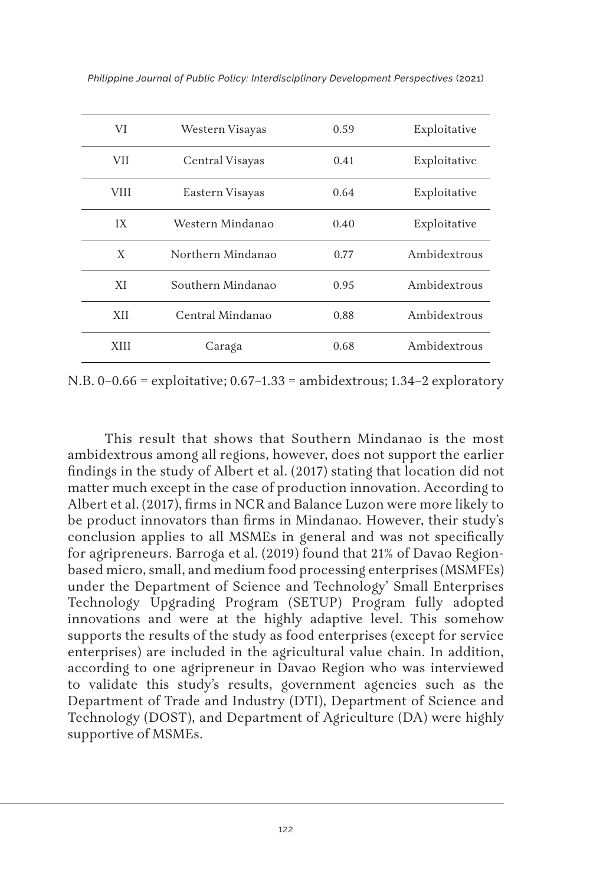| VI | Western Visayas | 0.59 | Exploitative |
|---|---|---|---|
| VII | Central Visayas | 0.41 | Exploitative |
| VIII | Eastern Visayas | 0.64 | Exploitative |
| IX | Western Mindanao | 0.40 | Exploitative |
| X | Northern Mindanao | 0.77 | Ambidextrous |
| XI | Southern Mindanao | 0.95 | Ambidextrous |
| XII | Central Mindanao | 0.88 | Ambidextrous |
| XIII | Caraga | 0.68 | Ambidextrous |

N.B. 0–0.66 = exploitative; 0.67–1.33 = ambidextrous; 1.34–2 exploratory

This result that shows that Southern Mindanao is the most ambidextrous among all regions, however, does not support the earlier findings in the study of Albert et al. (2017) stating that location did not matter much except in the case of production innovation. According to Albert et al. (2017), firms in NCR and Balance Luzon were more likely to be product innovators than firms in Mindanao. However, their study's conclusion applies to all MSMEs in general and was not specifically for agripreneurs. Barroga et al. (2019) found that 21% of Davao Region-based micro, small, and medium food processing enterprises (MSMFEs) under the Department of Science and Technology' Small Enterprises Technology Upgrading Program (SETUP) Program fully adopted innovations and were at the highly adaptive level. This somehow supports the results of the study as food enterprises (except for service enterprises) are included in the agricultural value chain. In addition, according to one agripreneur in Davao Region who was interviewed to validate this study's results, government agencies such as the Department of Trade and Industry (DTI), Department of Science and Technology (DOST), and Department of Agriculture (DA) were highly supportive of MSMEs.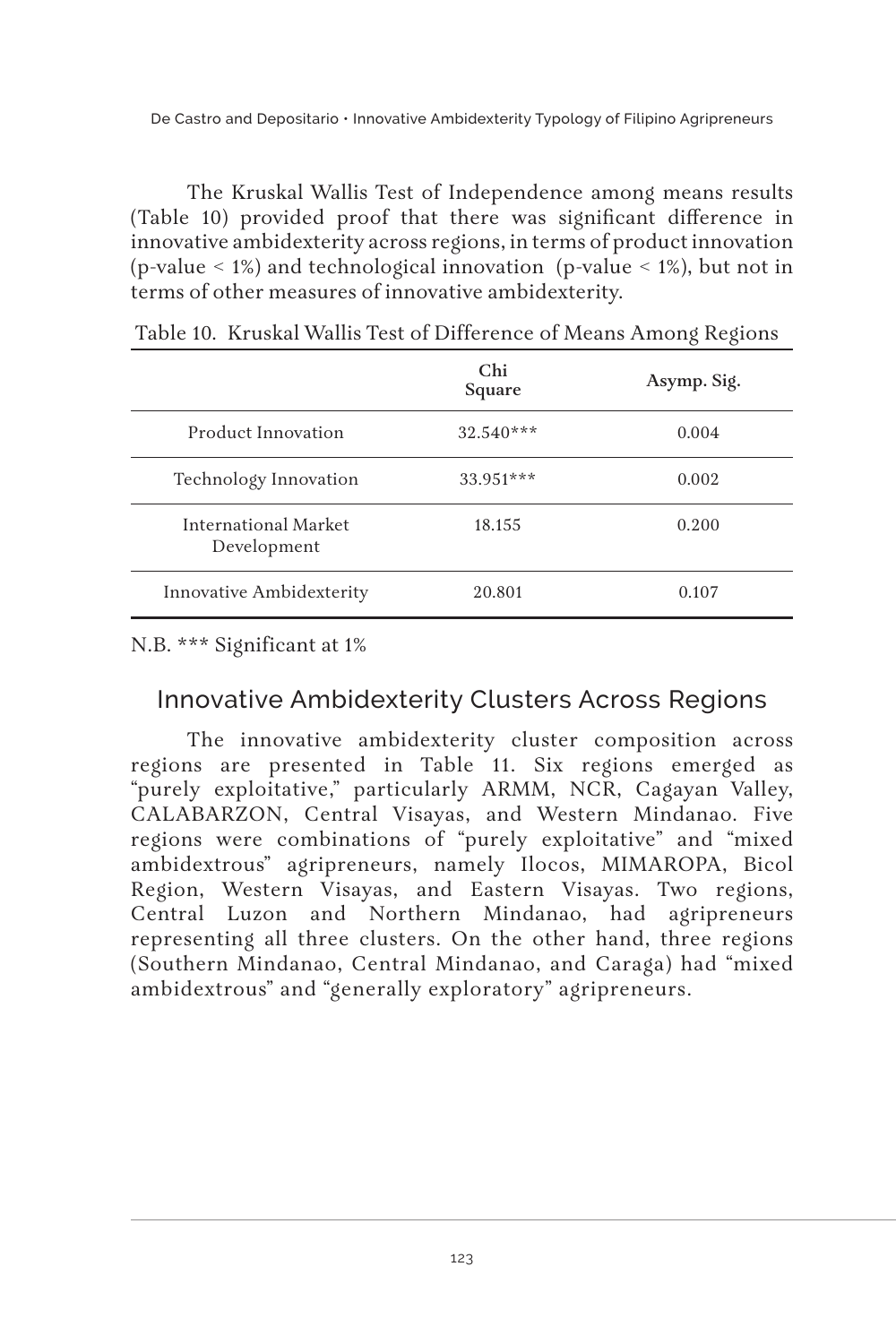The Kruskal Wallis Test of Independence among means results (Table 10) provided proof that there was significant difference in innovative ambidexterity across regions, in terms of product innovation (p-value < 1%) and technological innovation (p-value < 1%), but not in terms of other measures of innovative ambidexterity.

Table 10. Kruskal Wallis Test of Difference of Means Among Regions

| | Chi Square | Asymp. Sig. |
|---|---|---|
| Product Innovation | 32.540*** | 0.004 |
| Technology Innovation | 33.951*** | 0.002 |
| International Market Development | 18.155 | 0.200 |
| Innovative Ambidexterity | 20.801 | 0.107 |

N.B. *** Significant at 1%

## Innovative Ambidexterity Clusters Across Regions

The innovative ambidexterity cluster composition across regions are presented in Table 11. Six regions emerged as "purely exploitative," particularly ARMM, NCR, Cagayan Valley, CALABARZON, Central Visayas, and Western Mindanao. Five regions were combinations of "purely exploitative" and "mixed ambidextrous" agripreneurs, namely Ilocos, MIMAROPA, Bicol Region, Western Visayas, and Eastern Visayas. Two regions, Central Luzon and Northern Mindanao, had agripreneurs representing all three clusters. On the other hand, three regions (Southern Mindanao, Central Mindanao, and Caraga) had "mixed ambidextrous" and "generally exploratory" agripreneurs.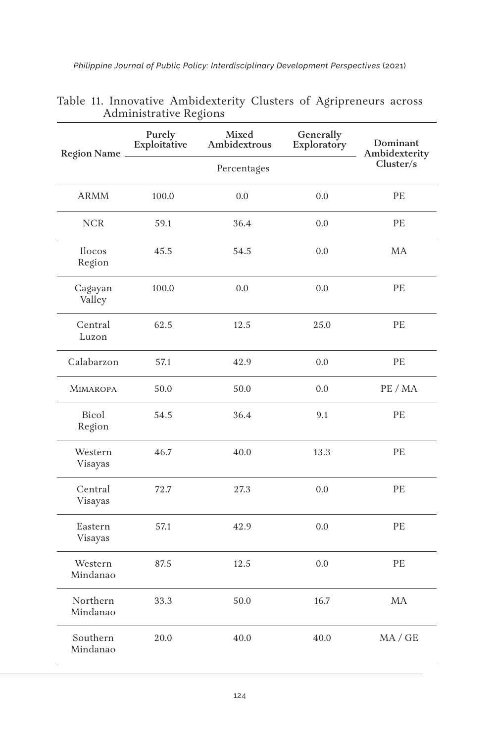Table 11. Innovative Ambidexterity Clusters of Agripreneurs across Administrative Regions

| Region Name | Purely Exploitative | Mixed Ambidextrous | Generally Exploratory | Dominant Ambidexterity Cluster/s |
|---|---|---|---|---|
| | Percentages | | | |
| ARMM | 100.0 | 0.0 | 0.0 | PE |
| NCR | 59.1 | 36.4 | 0.0 | PE |
| Ilocos Region | 45.5 | 54.5 | 0.0 | MA |
| Cagayan Valley | 100.0 | 0.0 | 0.0 | PE |
| Central Luzon | 62.5 | 12.5 | 25.0 | PE |
| Calabarzon | 57.1 | 42.9 | 0.0 | PE |
| Mimaropa | 50.0 | 50.0 | 0.0 | PE / MA |
| Bicol Region | 54.5 | 36.4 | 9.1 | PE |
| Western Visayas | 46.7 | 40.0 | 13.3 | PE |
| Central Visayas | 72.7 | 27.3 | 0.0 | PE |
| Eastern Visayas | 57.1 | 42.9 | 0.0 | PE |
| Western Mindanao | 87.5 | 12.5 | 0.0 | PE |
| Northern Mindanao | 33.3 | 50.0 | 16.7 | MA |
| Southern Mindanao | 20.0 | 40.0 | 40.0 | MA / GE |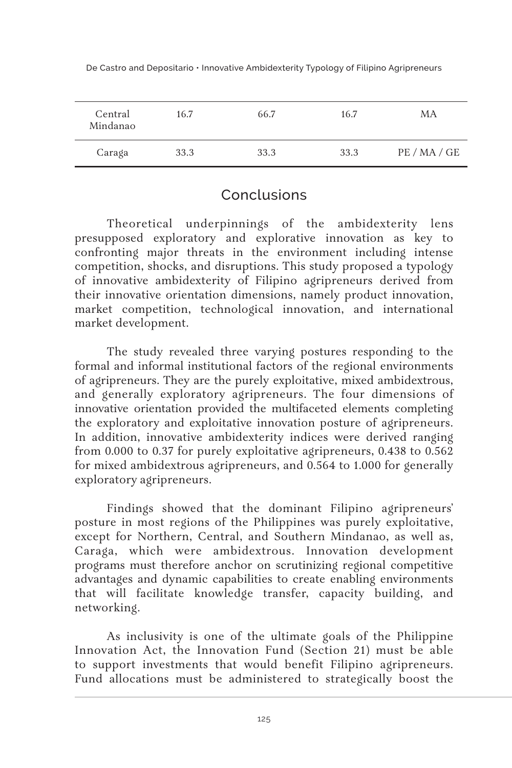| Central Mindanao | 16.7 | 66.7 | 16.7 | MA |
|---|---|---|---|---|
| Caraga | 33.3 | 33.3 | 33.3 | PE / MA / GE |

## Conclusions

Theoretical underpinnings of the ambidexterity lens presupposed exploratory and explorative innovation as key to confronting major threats in the environment including intense competition, shocks, and disruptions. This study proposed a typology of innovative ambidexterity of Filipino agripreneurs derived from their innovative orientation dimensions, namely product innovation, market competition, technological innovation, and international market development.

The study revealed three varying postures responding to the formal and informal institutional factors of the regional environments of agripreneurs. They are the purely exploitative, mixed ambidextrous, and generally exploratory agripreneurs. The four dimensions of innovative orientation provided the multifaceted elements completing the exploratory and exploitative innovation posture of agripreneurs. In addition, innovative ambidexterity indices were derived ranging from 0.000 to 0.37 for purely exploitative agripreneurs, 0.438 to 0.562 for mixed ambidextrous agripreneurs, and 0.564 to 1.000 for generally exploratory agripreneurs.

Findings showed that the dominant Filipino agripreneurs' posture in most regions of the Philippines was purely exploitative, except for Northern, Central, and Southern Mindanao, as well as, Caraga, which were ambidextrous. Innovation development programs must therefore anchor on scrutinizing regional competitive advantages and dynamic capabilities to create enabling environments that will facilitate knowledge transfer, capacity building, and networking.

As inclusivity is one of the ultimate goals of the Philippine Innovation Act, the Innovation Fund (Section 21) must be able to support investments that would benefit Filipino agripreneurs. Fund allocations must be administered to strategically boost the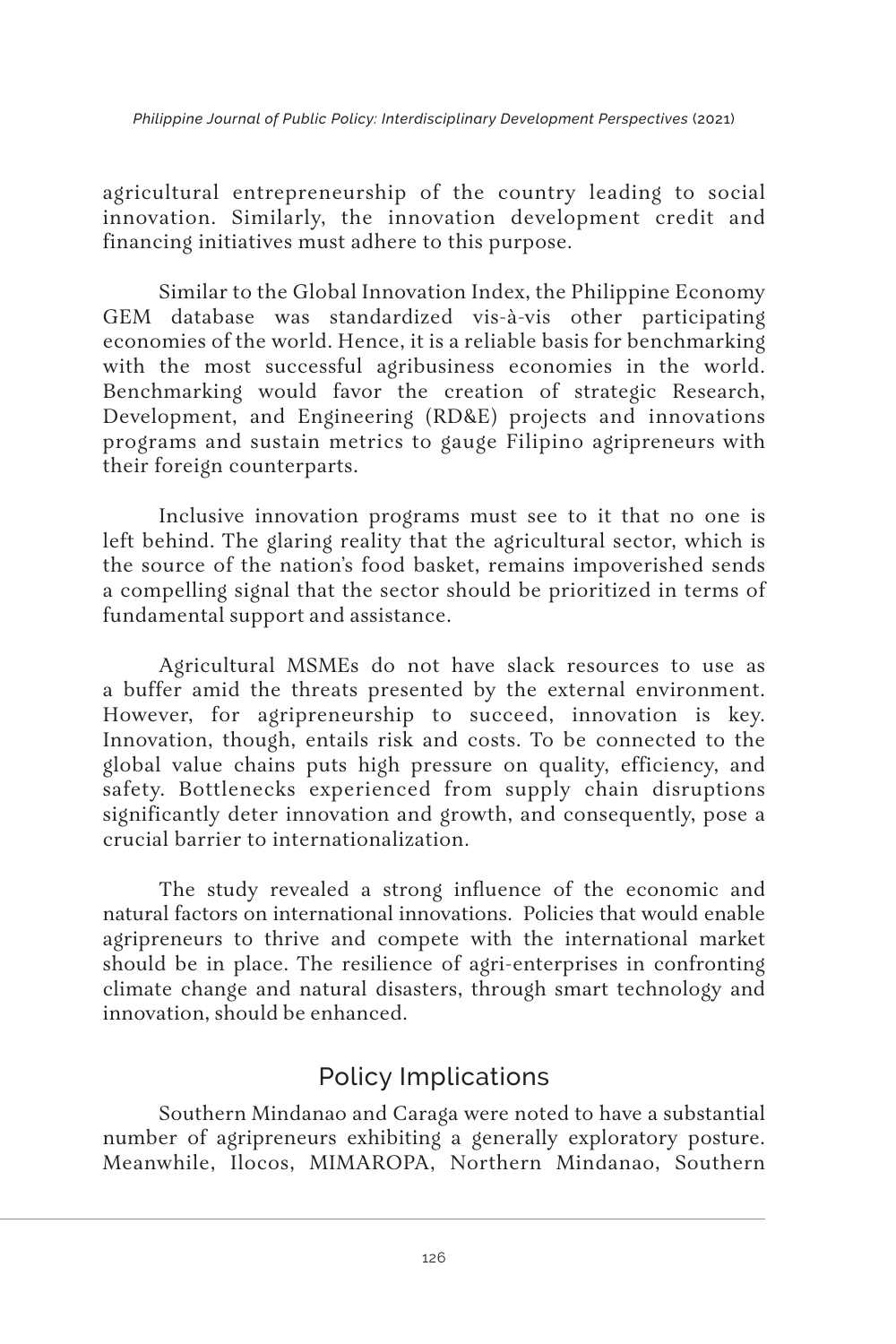agricultural entrepreneurship of the country leading to social innovation. Similarly, the innovation development credit and financing initiatives must adhere to this purpose.

Similar to the Global Innovation Index, the Philippine Economy GEM database was standardized vis-à-vis other participating economies of the world. Hence, it is a reliable basis for benchmarking with the most successful agribusiness economies in the world. Benchmarking would favor the creation of strategic Research, Development, and Engineering (RD&E) projects and innovations programs and sustain metrics to gauge Filipino agripreneurs with their foreign counterparts.

Inclusive innovation programs must see to it that no one is left behind. The glaring reality that the agricultural sector, which is the source of the nation's food basket, remains impoverished sends a compelling signal that the sector should be prioritized in terms of fundamental support and assistance.

Agricultural MSMEs do not have slack resources to use as a buffer amid the threats presented by the external environment. However, for agripreneurship to succeed, innovation is key. Innovation, though, entails risk and costs. To be connected to the global value chains puts high pressure on quality, efficiency, and safety. Bottlenecks experienced from supply chain disruptions significantly deter innovation and growth, and consequently, pose a crucial barrier to internationalization.

The study revealed a strong influence of the economic and natural factors on international innovations. Policies that would enable agripreneurs to thrive and compete with the international market should be in place. The resilience of agri-enterprises in confronting climate change and natural disasters, through smart technology and innovation, should be enhanced.

## Policy Implications

Southern Mindanao and Caraga were noted to have a substantial number of agripreneurs exhibiting a generally exploratory posture. Meanwhile, Ilocos, MIMAROPA, Northern Mindanao, Southern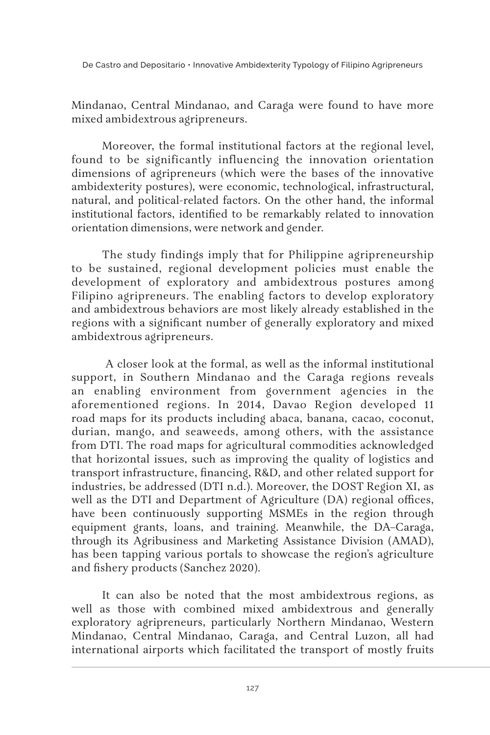Mindanao, Central Mindanao, and Caraga were found to have more mixed ambidextrous agripreneurs.

Moreover, the formal institutional factors at the regional level, found to be significantly influencing the innovation orientation dimensions of agripreneurs (which were the bases of the innovative ambidexterity postures), were economic, technological, infrastructural, natural, and political-related factors. On the other hand, the informal institutional factors, identified to be remarkably related to innovation orientation dimensions, were network and gender.

The study findings imply that for Philippine agripreneurship to be sustained, regional development policies must enable the development of exploratory and ambidextrous postures among Filipino agripreneurs. The enabling factors to develop exploratory and ambidextrous behaviors are most likely already established in the regions with a significant number of generally exploratory and mixed ambidextrous agripreneurs.

A closer look at the formal, as well as the informal institutional support, in Southern Mindanao and the Caraga regions reveals an enabling environment from government agencies in the aforementioned regions. In 2014, Davao Region developed 11 road maps for its products including abaca, banana, cacao, coconut, durian, mango, and seaweeds, among others, with the assistance from DTI. The road maps for agricultural commodities acknowledged that horizontal issues, such as improving the quality of logistics and transport infrastructure, financing, R&D, and other related support for industries, be addressed (DTI n.d.). Moreover, the DOST Region XI, as well as the DTI and Department of Agriculture (DA) regional offices, have been continuously supporting MSMEs in the region through equipment grants, loans, and training. Meanwhile, the DA–Caraga, through its Agribusiness and Marketing Assistance Division (AMAD), has been tapping various portals to showcase the region's agriculture and fishery products (Sanchez 2020).

It can also be noted that the most ambidextrous regions, as well as those with combined mixed ambidextrous and generally exploratory agripreneurs, particularly Northern Mindanao, Western Mindanao, Central Mindanao, Caraga, and Central Luzon, all had international airports which facilitated the transport of mostly fruits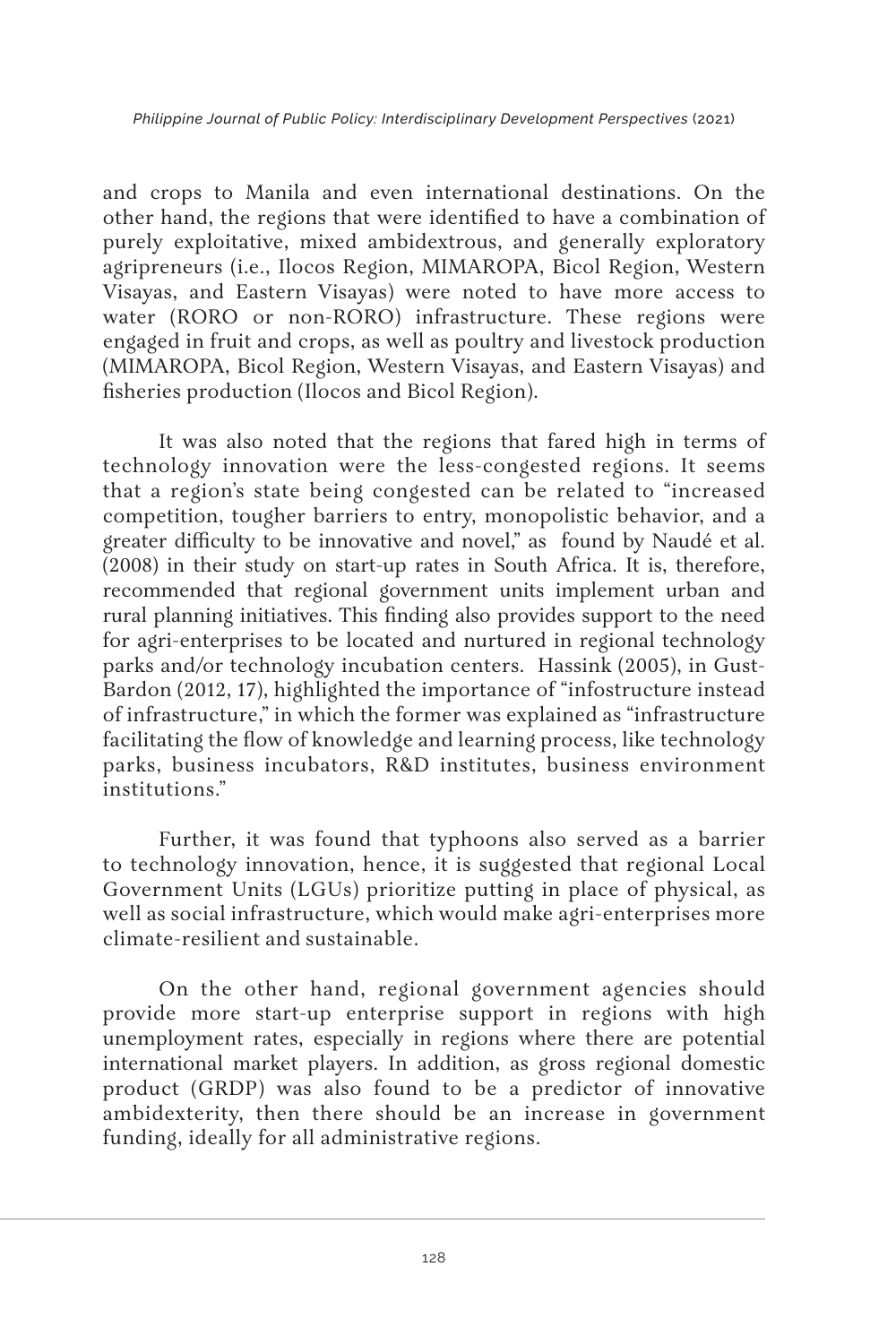and crops to Manila and even international destinations. On the other hand, the regions that were identified to have a combination of purely exploitative, mixed ambidextrous, and generally exploratory agripreneurs (i.e., Ilocos Region, MIMAROPA, Bicol Region, Western Visayas, and Eastern Visayas) were noted to have more access to water (RORO or non-RORO) infrastructure. These regions were engaged in fruit and crops, as well as poultry and livestock production (MIMAROPA, Bicol Region, Western Visayas, and Eastern Visayas) and fisheries production (Ilocos and Bicol Region).

It was also noted that the regions that fared high in terms of technology innovation were the less-congested regions. It seems that a region's state being congested can be related to "increased competition, tougher barriers to entry, monopolistic behavior, and a greater difficulty to be innovative and novel," as found by Naudé et al. (2008) in their study on start-up rates in South Africa. It is, therefore, recommended that regional government units implement urban and rural planning initiatives. This finding also provides support to the need for agri-enterprises to be located and nurtured in regional technology parks and/or technology incubation centers. Hassink (2005), in Gust-Bardon (2012, 17), highlighted the importance of "infostructure instead of infrastructure," in which the former was explained as "infrastructure facilitating the flow of knowledge and learning process, like technology parks, business incubators, R&D institutes, business environment institutions."

Further, it was found that typhoons also served as a barrier to technology innovation, hence, it is suggested that regional Local Government Units (LGUs) prioritize putting in place of physical, as well as social infrastructure, which would make agri-enterprises more climate-resilient and sustainable.

On the other hand, regional government agencies should provide more start-up enterprise support in regions with high unemployment rates, especially in regions where there are potential international market players. In addition, as gross regional domestic product (GRDP) was also found to be a predictor of innovative ambidexterity, then there should be an increase in government funding, ideally for all administrative regions.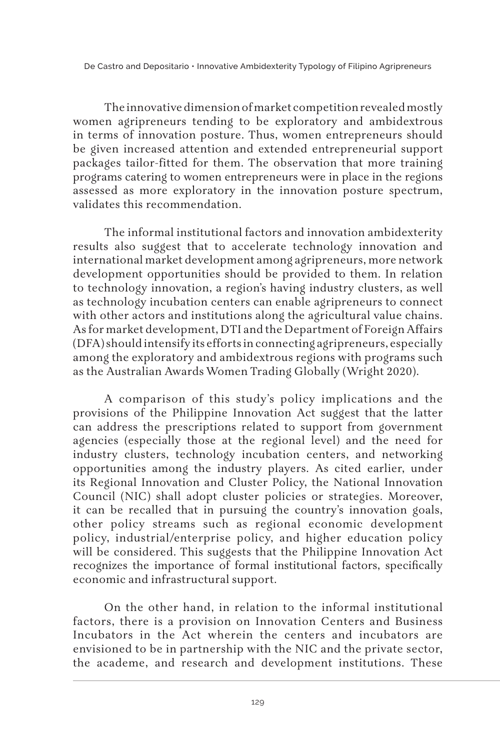The innovative dimension of market competition revealed mostly women agripreneurs tending to be exploratory and ambidextrous in terms of innovation posture. Thus, women entrepreneurs should be given increased attention and extended entrepreneurial support packages tailor-fitted for them. The observation that more training programs catering to women entrepreneurs were in place in the regions assessed as more exploratory in the innovation posture spectrum, validates this recommendation.

The informal institutional factors and innovation ambidexterity results also suggest that to accelerate technology innovation and international market development among agripreneurs, more network development opportunities should be provided to them. In relation to technology innovation, a region's having industry clusters, as well as technology incubation centers can enable agripreneurs to connect with other actors and institutions along the agricultural value chains. As for market development, DTI and the Department of Foreign Affairs (DFA) should intensify its efforts in connecting agripreneurs, especially among the exploratory and ambidextrous regions with programs such as the Australian Awards Women Trading Globally (Wright 2020).

A comparison of this study's policy implications and the provisions of the Philippine Innovation Act suggest that the latter can address the prescriptions related to support from government agencies (especially those at the regional level) and the need for industry clusters, technology incubation centers, and networking opportunities among the industry players. As cited earlier, under its Regional Innovation and Cluster Policy, the National Innovation Council (NIC) shall adopt cluster policies or strategies. Moreover, it can be recalled that in pursuing the country's innovation goals, other policy streams such as regional economic development policy, industrial/enterprise policy, and higher education policy will be considered. This suggests that the Philippine Innovation Act recognizes the importance of formal institutional factors, specifically economic and infrastructural support.

On the other hand, in relation to the informal institutional factors, there is a provision on Innovation Centers and Business Incubators in the Act wherein the centers and incubators are envisioned to be in partnership with the NIC and the private sector, the academe, and research and development institutions. These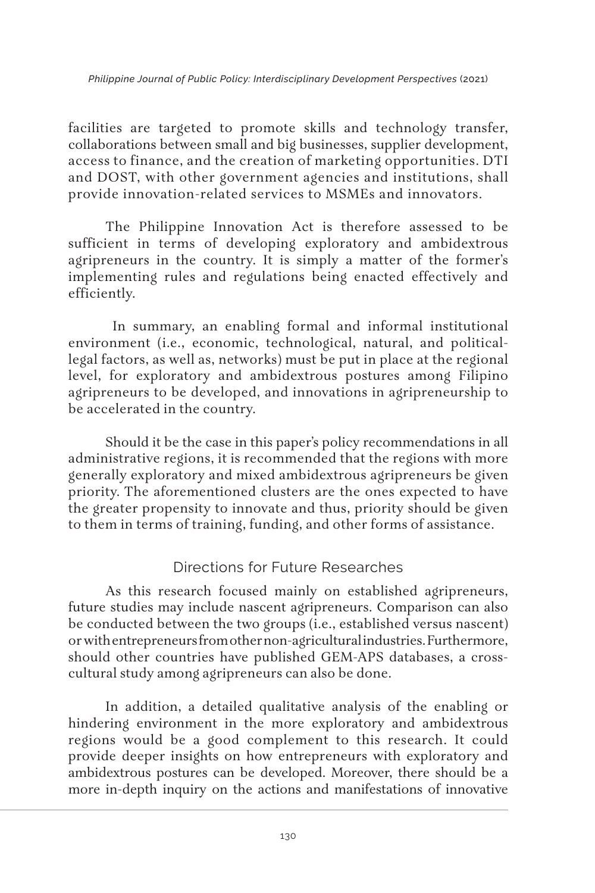facilities are targeted to promote skills and technology transfer, collaborations between small and big businesses, supplier development, access to finance, and the creation of marketing opportunities. DTI and DOST, with other government agencies and institutions, shall provide innovation-related services to MSMEs and innovators.

The Philippine Innovation Act is therefore assessed to be sufficient in terms of developing exploratory and ambidextrous agripreneurs in the country. It is simply a matter of the former's implementing rules and regulations being enacted effectively and efficiently.

In summary, an enabling formal and informal institutional environment (i.e., economic, technological, natural, and political-legal factors, as well as, networks) must be put in place at the regional level, for exploratory and ambidextrous postures among Filipino agripreneurs to be developed, and innovations in agripreneurship to be accelerated in the country.

Should it be the case in this paper's policy recommendations in all administrative regions, it is recommended that the regions with more generally exploratory and mixed ambidextrous agripreneurs be given priority. The aforementioned clusters are the ones expected to have the greater propensity to innovate and thus, priority should be given to them in terms of training, funding, and other forms of assistance.

## Directions for Future Researches

As this research focused mainly on established agripreneurs, future studies may include nascent agripreneurs. Comparison can also be conducted between the two groups (i.e., established versus nascent) or with entrepreneurs from other non-agricultural industries. Furthermore, should other countries have published GEM-APS databases, a cross-cultural study among agripreneurs can also be done.

In addition, a detailed qualitative analysis of the enabling or hindering environment in the more exploratory and ambidextrous regions would be a good complement to this research. It could provide deeper insights on how entrepreneurs with exploratory and ambidextrous postures can be developed. Moreover, there should be a more in-depth inquiry on the actions and manifestations of innovative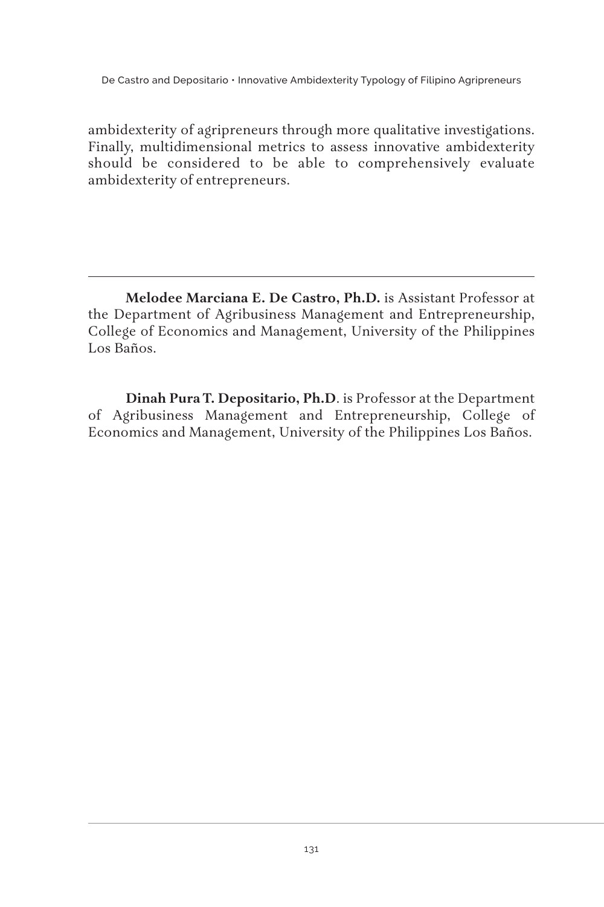ambidexterity of agripreneurs through more qualitative investigations. Finally, multidimensional metrics to assess innovative ambidexterity should be considered to be able to comprehensively evaluate ambidexterity of entrepreneurs.

---

**Melodee Marciana E. De Castro, Ph.D.** is Assistant Professor at the Department of Agribusiness Management and Entrepreneurship, College of Economics and Management, University of the Philippines Los Baños.

**Dinah Pura T. Depositario, Ph.D**. is Professor at the Department of Agribusiness Management and Entrepreneurship, College of Economics and Management, University of the Philippines Los Baños.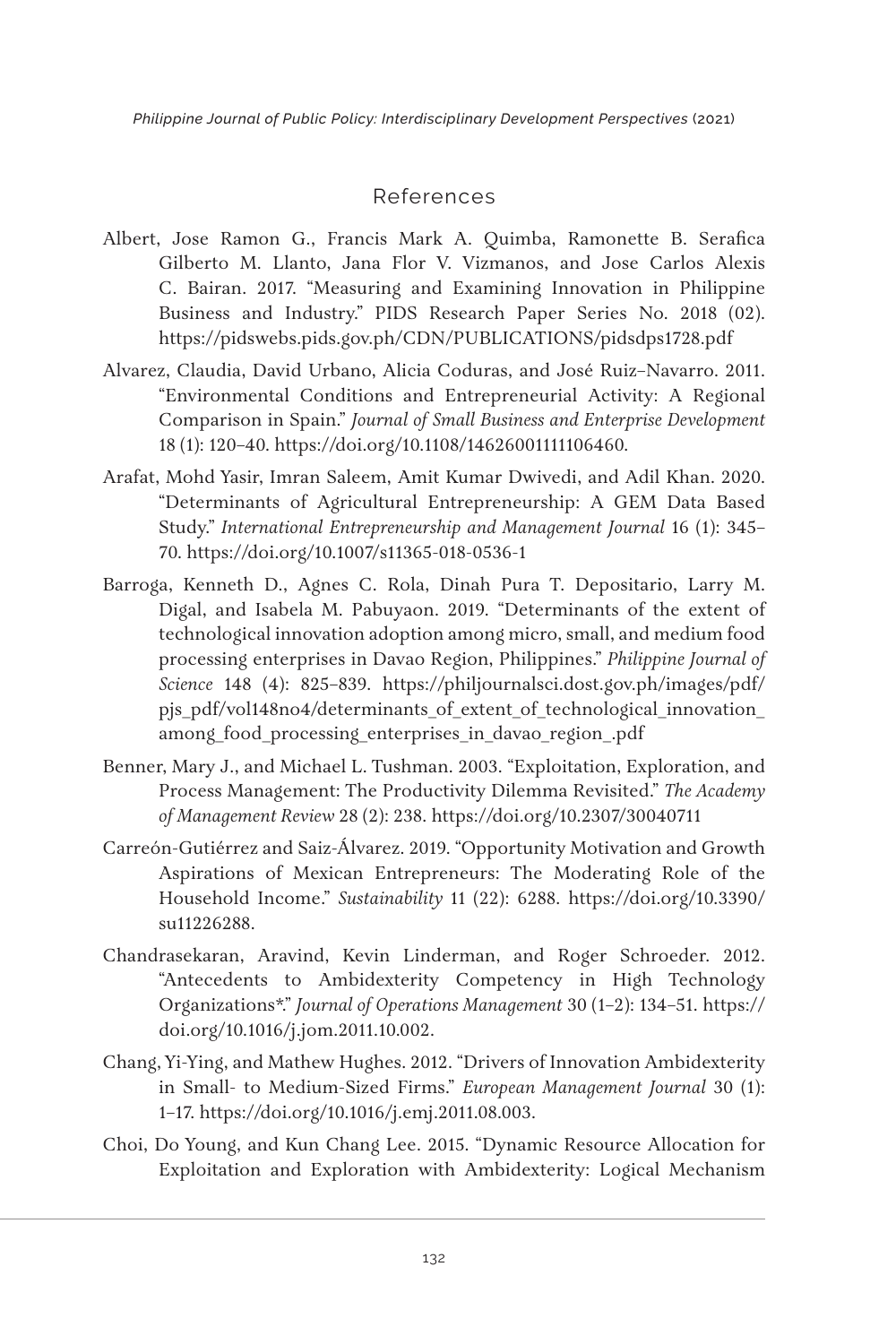## References

Albert, Jose Ramon G., Francis Mark A. Quimba, Ramonette B. Serafica Gilberto M. Llanto, Jana Flor V. Vizmanos, and Jose Carlos Alexis C. Bairan. 2017. "Measuring and Examining Innovation in Philippine Business and Industry." PIDS Research Paper Series No. 2018 (02). https://pidswebs.pids.gov.ph/CDN/PUBLICATIONS/pidsdps1728.pdf

Alvarez, Claudia, David Urbano, Alicia Coduras, and José Ruiz-Navarro. 2011. "Environmental Conditions and Entrepreneurial Activity: A Regional Comparison in Spain." *Journal of Small Business and Enterprise Development* 18 (1): 120–40. https://doi.org/10.1108/14626001111106460.

Arafat, Mohd Yasir, Imran Saleem, Amit Kumar Dwivedi, and Adil Khan. 2020. "Determinants of Agricultural Entrepreneurship: A GEM Data Based Study." *International Entrepreneurship and Management Journal* 16 (1): 345–70. https://doi.org/10.1007/s11365-018-0536-1

Barroga, Kenneth D., Agnes C. Rola, Dinah Pura T. Depositario, Larry M. Digal, and Isabela M. Pabuyaon. 2019. "Determinants of the extent of technological innovation adoption among micro, small, and medium food processing enterprises in Davao Region, Philippines." *Philippine Journal of Science* 148 (4): 825–839. https://philjournalsci.dost.gov.ph/images/pdf/pjs_pdf/vol148no4/determinants_of_extent_of_technological_innovation_among_food_processing_enterprises_in_davao_region_.pdf

Benner, Mary J., and Michael L. Tushman. 2003. "Exploitation, Exploration, and Process Management: The Productivity Dilemma Revisited." *The Academy of Management Review* 28 (2): 238. https://doi.org/10.2307/30040711

Carreón-Gutiérrez and Saiz-Álvarez. 2019. "Opportunity Motivation and Growth Aspirations of Mexican Entrepreneurs: The Moderating Role of the Household Income." *Sustainability* 11 (22): 6288. https://doi.org/10.3390/su11226288.

Chandrasekaran, Aravind, Kevin Linderman, and Roger Schroeder. 2012. "Antecedents to Ambidexterity Competency in High Technology Organizations*." *Journal of Operations Management* 30 (1–2): 134–51. https://doi.org/10.1016/j.jom.2011.10.002.

Chang, Yi-Ying, and Mathew Hughes. 2012. "Drivers of Innovation Ambidexterity in Small- to Medium-Sized Firms." *European Management Journal* 30 (1): 1–17. https://doi.org/10.1016/j.emj.2011.08.003.

Choi, Do Young, and Kun Chang Lee. 2015. "Dynamic Resource Allocation for Exploitation and Exploration with Ambidexterity: Logical Mechanism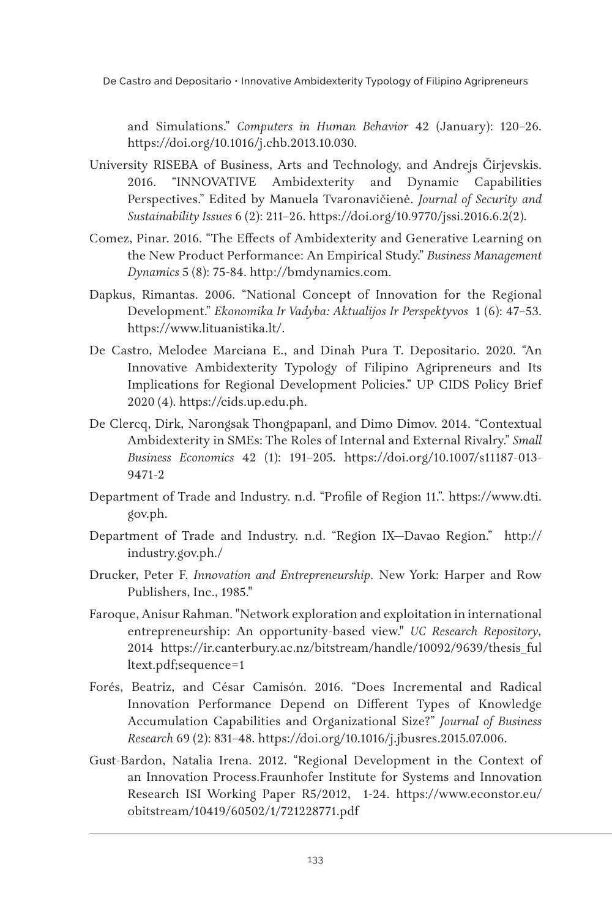and Simulations." *Computers in Human Behavior* 42 (January): 120–26. https://doi.org/10.1016/j.chb.2013.10.030.

University RISEBA of Business, Arts and Technology, and Andrejs Čirjevskis. 2016. "INNOVATIVE Ambidexterity and Dynamic Capabilities Perspectives." Edited by Manuela Tvaronavičienė. *Journal of Security and Sustainability Issues* 6 (2): 211–26. https://doi.org/10.9770/jssi.2016.6.2(2).

Comez, Pinar. 2016. "The Effects of Ambidexterity and Generative Learning on the New Product Performance: An Empirical Study." *Business Management Dynamics* 5 (8): 75-84. http://bmdynamics.com.

Dapkus, Rimantas. 2006. "National Concept of Innovation for the Regional Development." *Ekonomika Ir Vadyba: Aktualijos Ir Perspektyvos* 1 (6): 47–53. https://www.lituanistika.lt/.

De Castro, Melodee Marciana E., and Dinah Pura T. Depositario. 2020. "An Innovative Ambidexterity Typology of Filipino Agripreneurs and Its Implications for Regional Development Policies." UP CIDS Policy Brief 2020 (4). https://cids.up.edu.ph.

De Clercq, Dirk, Narongsak Thongpapanl, and Dimo Dimov. 2014. "Contextual Ambidexterity in SMEs: The Roles of Internal and External Rivalry." *Small Business Economics* 42 (1): 191–205. https://doi.org/10.1007/s11187-013-9471-2

Department of Trade and Industry. n.d. "Profile of Region 11.". https://www.dti.gov.ph.

Department of Trade and Industry. n.d. "Region IX—Davao Region." http://industry.gov.ph./

Drucker, Peter F. *Innovation and Entrepreneurship*. New York: Harper and Row Publishers, Inc., 1985."

Faroque, Anisur Rahman. "Network exploration and exploitation in international entrepreneurship: An opportunity-based view." *UC Research Repository*, 2014 https://ir.canterbury.ac.nz/bitstream/handle/10092/9639/thesis_fulltext.pdf;sequence=1

Forés, Beatriz, and César Camisón. 2016. "Does Incremental and Radical Innovation Performance Depend on Different Types of Knowledge Accumulation Capabilities and Organizational Size?" *Journal of Business Research* 69 (2): 831–48. https://doi.org/10.1016/j.jbusres.2015.07.006.

Gust-Bardon, Natalia Irena. 2012. "Regional Development in the Context of an Innovation Process.Fraunhofer Institute for Systems and Innovation Research ISI Working Paper R5/2012, 1-24. https://www.econstor.eu/obitstream/10419/60502/1/721228771.pdf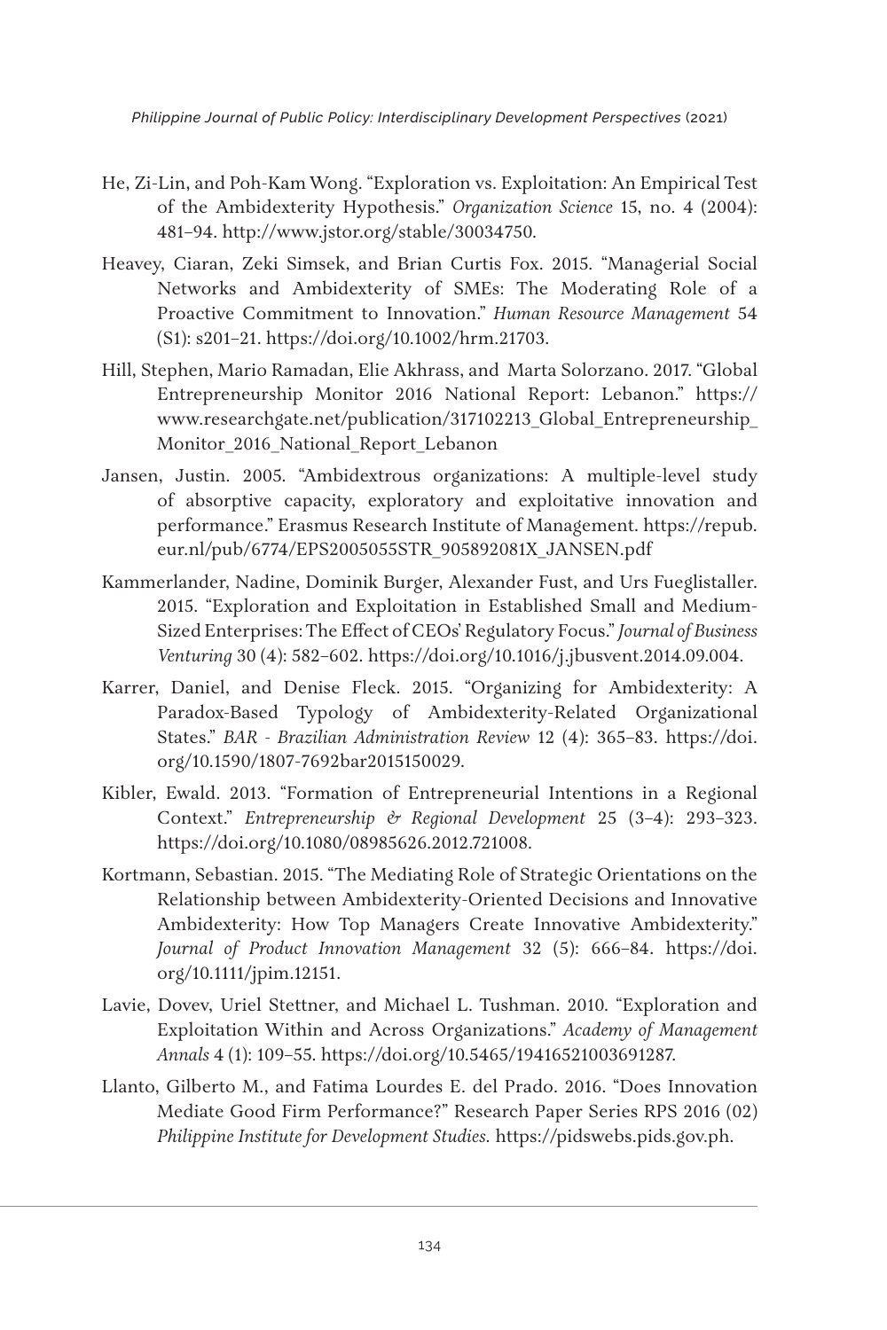He, Zi-Lin, and Poh-Kam Wong. "Exploration vs. Exploitation: An Empirical Test of the Ambidexterity Hypothesis." *Organization Science* 15, no. 4 (2004): 481–94. http://www.jstor.org/stable/30034750.

Heavey, Ciaran, Zeki Simsek, and Brian Curtis Fox. 2015. "Managerial Social Networks and Ambidexterity of SMEs: The Moderating Role of a Proactive Commitment to Innovation." *Human Resource Management* 54 (S1): s201–21. https://doi.org/10.1002/hrm.21703.

Hill, Stephen, Mario Ramadan, Elie Akhrass, and Marta Solorzano. 2017. "Global Entrepreneurship Monitor 2016 National Report: Lebanon." https://www.researchgate.net/publication/317102213_Global_Entrepreneurship_Monitor_2016_National_Report_Lebanon

Jansen, Justin. 2005. "Ambidextrous organizations: A multiple-level study of absorptive capacity, exploratory and exploitative innovation and performance." Erasmus Research Institute of Management. https://repub.eur.nl/pub/6774/EPS2005055STR_905892081X_JANSEN.pdf

Kammerlander, Nadine, Dominik Burger, Alexander Fust, and Urs Fueglistaller. 2015. "Exploration and Exploitation in Established Small and Medium-Sized Enterprises: The Effect of CEOs' Regulatory Focus." *Journal of Business Venturing* 30 (4): 582–602. https://doi.org/10.1016/j.jbusvent.2014.09.004.

Karrer, Daniel, and Denise Fleck. 2015. "Organizing for Ambidexterity: A Paradox-Based Typology of Ambidexterity-Related Organizational States." *BAR - Brazilian Administration Review* 12 (4): 365–83. https://doi.org/10.1590/1807-7692bar2015150029.

Kibler, Ewald. 2013. "Formation of Entrepreneurial Intentions in a Regional Context." *Entrepreneurship & Regional Development* 25 (3–4): 293–323. https://doi.org/10.1080/08985626.2012.721008.

Kortmann, Sebastian. 2015. "The Mediating Role of Strategic Orientations on the Relationship between Ambidexterity-Oriented Decisions and Innovative Ambidexterity: How Top Managers Create Innovative Ambidexterity." *Journal of Product Innovation Management* 32 (5): 666–84. https://doi.org/10.1111/jpim.12151.

Lavie, Dovev, Uriel Stettner, and Michael L. Tushman. 2010. "Exploration and Exploitation Within and Across Organizations." *Academy of Management Annals* 4 (1): 109–55. https://doi.org/10.5465/19416521003691287.

Llanto, Gilberto M., and Fatima Lourdes E. del Prado. 2016. "Does Innovation Mediate Good Firm Performance?" Research Paper Series RPS 2016 (02) *Philippine Institute for Development Studies*. https://pidswebs.pids.gov.ph.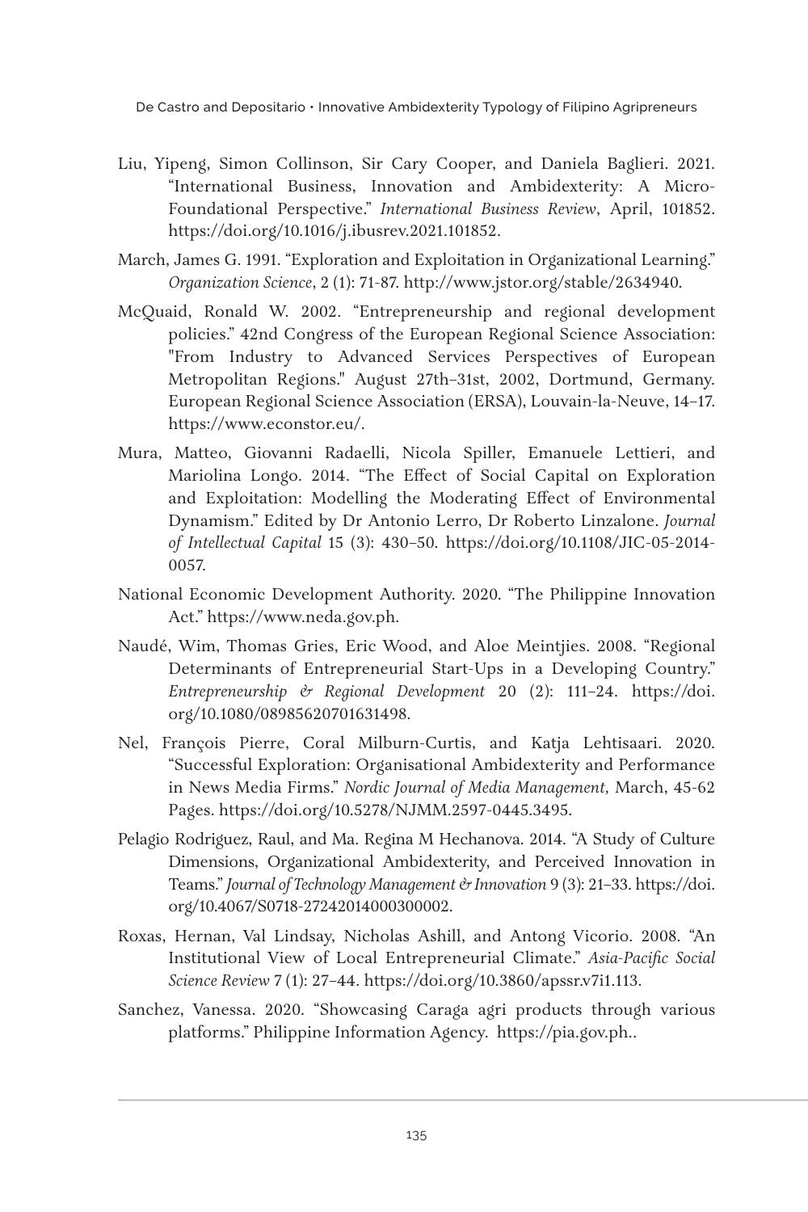Liu, Yipeng, Simon Collinson, Sir Cary Cooper, and Daniela Baglieri. 2021. "International Business, Innovation and Ambidexterity: A Micro-Foundational Perspective." *International Business Review*, April, 101852. https://doi.org/10.1016/j.ibusrev.2021.101852.

March, James G. 1991. "Exploration and Exploitation in Organizational Learning." *Organization Science*, 2 (1): 71-87. http://www.jstor.org/stable/2634940.

McQuaid, Ronald W. 2002. "Entrepreneurship and regional development policies." 42nd Congress of the European Regional Science Association: "From Industry to Advanced Services Perspectives of European Metropolitan Regions." August 27th–31st, 2002, Dortmund, Germany. European Regional Science Association (ERSA), Louvain-la-Neuve, 14–17. https://www.econstor.eu/.

Mura, Matteo, Giovanni Radaelli, Nicola Spiller, Emanuele Lettieri, and Mariolina Longo. 2014. "The Effect of Social Capital on Exploration and Exploitation: Modelling the Moderating Effect of Environmental Dynamism." Edited by Dr Antonio Lerro, Dr Roberto Linzalone. *Journal of Intellectual Capital* 15 (3): 430–50. https://doi.org/10.1108/JIC-05-2014-0057.

National Economic Development Authority. 2020. "The Philippine Innovation Act." https://www.neda.gov.ph.

Naudé, Wim, Thomas Gries, Eric Wood, and Aloe Meintjies. 2008. "Regional Determinants of Entrepreneurial Start-Ups in a Developing Country." *Entrepreneurship & Regional Development* 20 (2): 111–24. https://doi.org/10.1080/08985620701631498.

Nel, François Pierre, Coral Milburn-Curtis, and Katja Lehtisaari. 2020. "Successful Exploration: Organisational Ambidexterity and Performance in News Media Firms." *Nordic Journal of Media Management,* March, 45-62 Pages. https://doi.org/10.5278/NJMM.2597-0445.3495.

Pelagio Rodriguez, Raul, and Ma. Regina M Hechanova. 2014. "A Study of Culture Dimensions, Organizational Ambidexterity, and Perceived Innovation in Teams." *Journal of Technology Management & Innovation* 9 (3): 21–33. https://doi.org/10.4067/S0718-27242014000300002.

Roxas, Hernan, Val Lindsay, Nicholas Ashill, and Antong Vicorio. 2008. "An Institutional View of Local Entrepreneurial Climate." *Asia-Pacific Social Science Review* 7 (1): 27–44. https://doi.org/10.3860/apssr.v7i1.113.

Sanchez, Vanessa. 2020. "Showcasing Caraga agri products through various platforms." Philippine Information Agency. https://pia.gov.ph..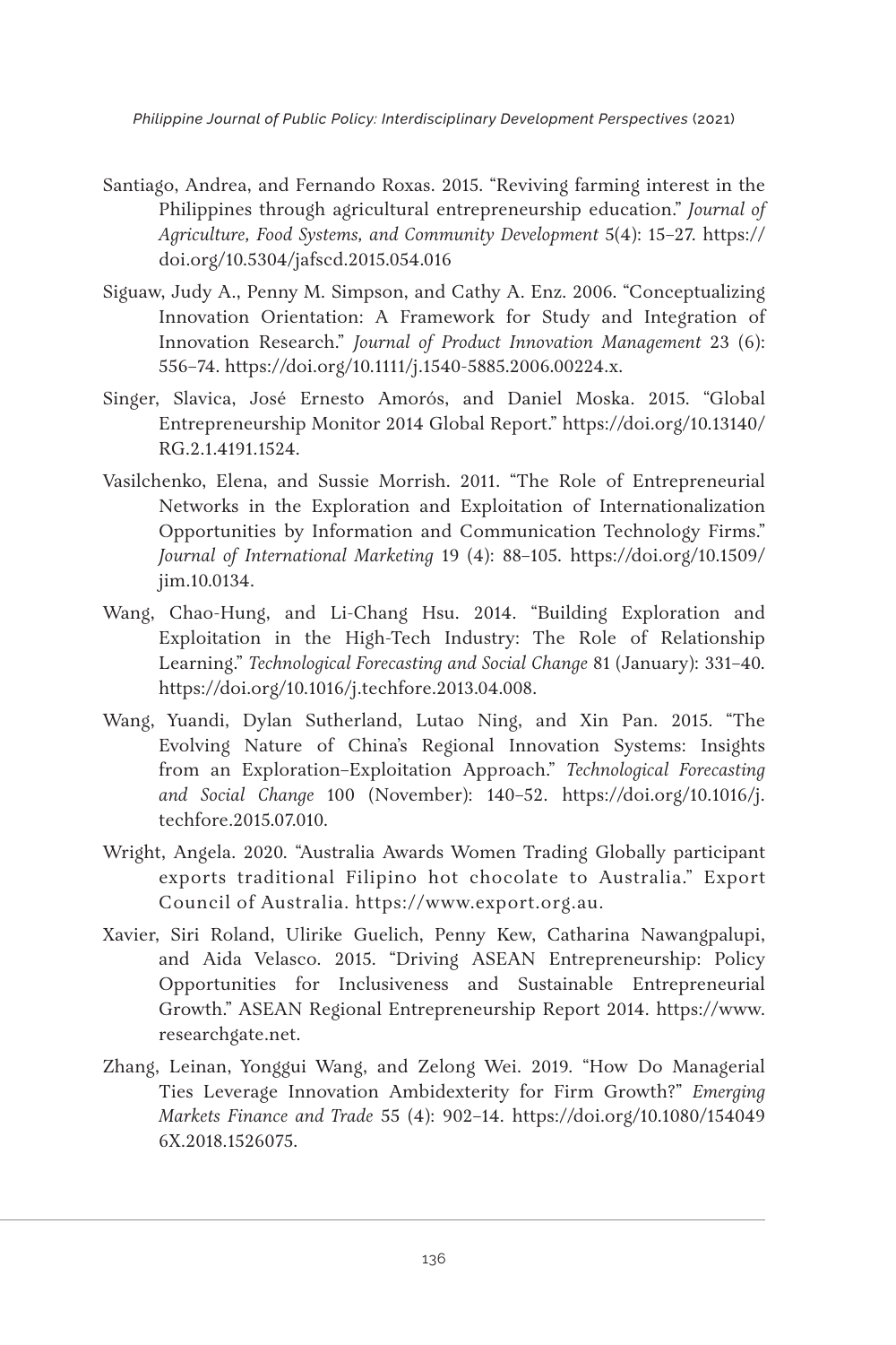Santiago, Andrea, and Fernando Roxas. 2015. "Reviving farming interest in the Philippines through agricultural entrepreneurship education." *Journal of Agriculture, Food Systems, and Community Development* 5(4): 15–27. https://doi.org/10.5304/jafscd.2015.054.016

Siguaw, Judy A., Penny M. Simpson, and Cathy A. Enz. 2006. "Conceptualizing Innovation Orientation: A Framework for Study and Integration of Innovation Research." *Journal of Product Innovation Management* 23 (6): 556–74. https://doi.org/10.1111/j.1540-5885.2006.00224.x.

Singer, Slavica, José Ernesto Amorós, and Daniel Moska. 2015. "Global Entrepreneurship Monitor 2014 Global Report." https://doi.org/10.13140/RG.2.1.4191.1524.

Vasilchenko, Elena, and Sussie Morrish. 2011. "The Role of Entrepreneurial Networks in the Exploration and Exploitation of Internationalization Opportunities by Information and Communication Technology Firms." *Journal of International Marketing* 19 (4): 88–105. https://doi.org/10.1509/jim.10.0134.

Wang, Chao-Hung, and Li-Chang Hsu. 2014. "Building Exploration and Exploitation in the High-Tech Industry: The Role of Relationship Learning." *Technological Forecasting and Social Change* 81 (January): 331–40. https://doi.org/10.1016/j.techfore.2013.04.008.

Wang, Yuandi, Dylan Sutherland, Lutao Ning, and Xin Pan. 2015. "The Evolving Nature of China's Regional Innovation Systems: Insights from an Exploration–Exploitation Approach." *Technological Forecasting and Social Change* 100 (November): 140–52. https://doi.org/10.1016/j.techfore.2015.07.010.

Wright, Angela. 2020. "Australia Awards Women Trading Globally participant exports traditional Filipino hot chocolate to Australia." Export Council of Australia. https://www.export.org.au.

Xavier, Siri Roland, Ulirike Guelich, Penny Kew, Catharina Nawangpalupi, and Aida Velasco. 2015. "Driving ASEAN Entrepreneurship: Policy Opportunities for Inclusiveness and Sustainable Entrepreneurial Growth." ASEAN Regional Entrepreneurship Report 2014. https://www.researchgate.net.

Zhang, Leinan, Yonggui Wang, and Zelong Wei. 2019. "How Do Managerial Ties Leverage Innovation Ambidexterity for Firm Growth?" *Emerging Markets Finance and Trade* 55 (4): 902–14. https://doi.org/10.1080/1540496X.2018.1526075.